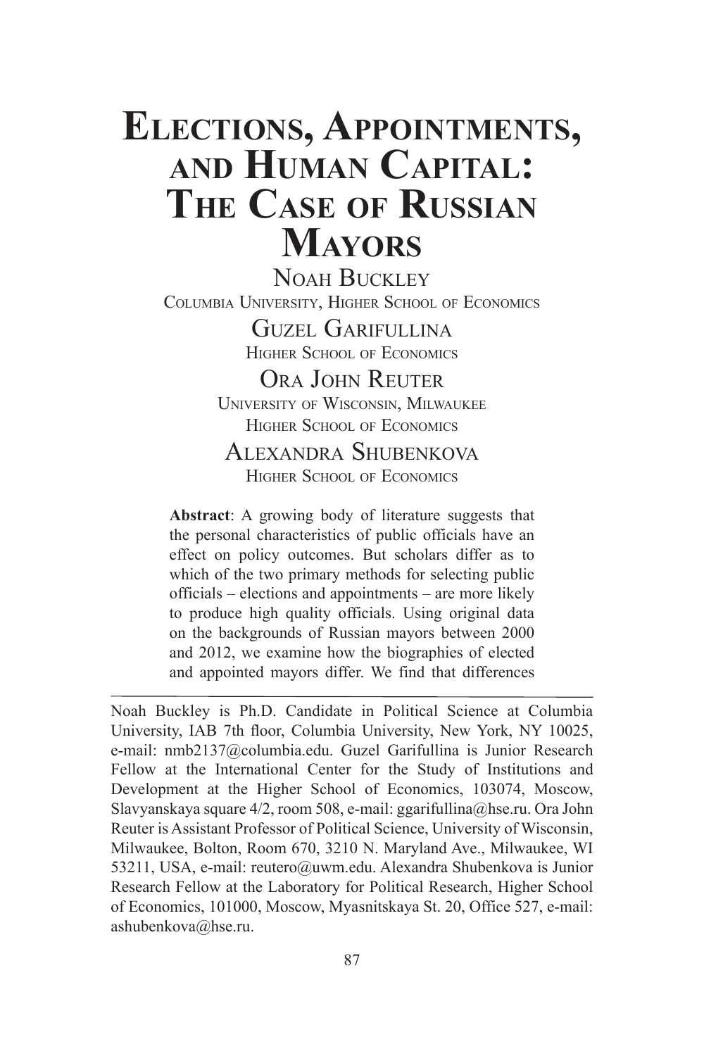# Elections, Appointments, and Human Capital: The Case of Russian Mayors

Noah Buckley
Columbia University, Higher School of Economics

Guzel Garifullina
Higher School of Economics

Ora John Reuter
University of Wisconsin, Milwaukee
Higher School of Economics

Alexandra Shubenkova
Higher School of Economics

**Abstract**: A growing body of literature suggests that the personal characteristics of public officials have an effect on policy outcomes. But scholars differ as to which of the two primary methods for selecting public officials – elections and appointments – are more likely to produce high quality officials. Using original data on the backgrounds of Russian mayors between 2000 and 2012, we examine how the biographies of elected and appointed mayors differ. We find that differences

---

Noah Buckley is Ph.D. Candidate in Political Science at Columbia University, IAB 7th floor, Columbia University, New York, NY 10025, e-mail: nmb2137@columbia.edu. Guzel Garifullina is Junior Research Fellow at the International Center for the Study of Institutions and Development at the Higher School of Economics, 103074, Moscow, Slavyanskaya square 4/2, room 508, e-mail: ggarifullina@hse.ru. Ora John Reuter is Assistant Professor of Political Science, University of Wisconsin, Milwaukee, Bolton, Room 670, 3210 N. Maryland Ave., Milwaukee, WI 53211, USA, e-mail: reutero@uwm.edu. Alexandra Shubenkova is Junior Research Fellow at the Laboratory for Political Research, Higher School of Economics, 101000, Moscow, Myasnitskaya St. 20, Office 527, e-mail: ashubenkova@hse.ru.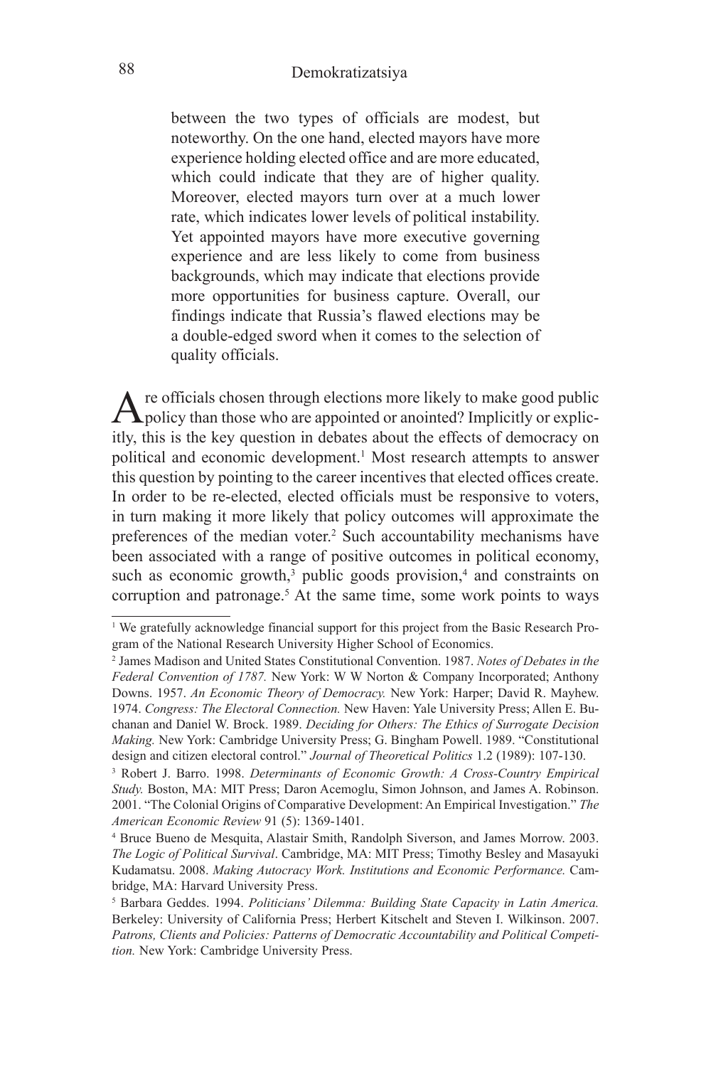between the two types of officials are modest, but noteworthy. On the one hand, elected mayors have more experience holding elected office and are more educated, which could indicate that they are of higher quality. Moreover, elected mayors turn over at a much lower rate, which indicates lower levels of political instability. Yet appointed mayors have more executive governing experience and are less likely to come from business backgrounds, which may indicate that elections provide more opportunities for business capture. Overall, our findings indicate that Russia's flawed elections may be a double-edged sword when it comes to the selection of quality officials.

Are officials chosen through elections more likely to make good public policy than those who are appointed or anointed? Implicitly or explicitly, this is the key question in debates about the effects of democracy on political and economic development.[1] Most research attempts to answer this question by pointing to the career incentives that elected offices create. In order to be re-elected, elected officials must be responsive to voters, in turn making it more likely that policy outcomes will approximate the preferences of the median voter.[2] Such accountability mechanisms have been associated with a range of positive outcomes in political economy, such as economic growth,[3] public goods provision,[4] and constraints on corruption and patronage.[5] At the same time, some work points to ways

---

[1] We gratefully acknowledge financial support for this project from the Basic Research Program of the National Research University Higher School of Economics.

[2] James Madison and United States Constitutional Convention. 1987. *Notes of Debates in the Federal Convention of 1787.* New York: W W Norton & Company Incorporated; Anthony Downs. 1957. *An Economic Theory of Democracy.* New York: Harper; David R. Mayhew. 1974. *Congress: The Electoral Connection.* New Haven: Yale University Press; Allen E. Buchanan and Daniel W. Brock. 1989. *Deciding for Others: The Ethics of Surrogate Decision Making.* New York: Cambridge University Press; G. Bingham Powell. 1989. "Constitutional design and citizen electoral control." *Journal of Theoretical Politics* 1.2 (1989): 107-130.

[3] Robert J. Barro. 1998. *Determinants of Economic Growth: A Cross-Country Empirical Study.* Boston, MA: MIT Press; Daron Acemoglu, Simon Johnson, and James A. Robinson. 2001. "The Colonial Origins of Comparative Development: An Empirical Investigation." *The American Economic Review* 91 (5): 1369-1401.

[4] Bruce Bueno de Mesquita, Alastair Smith, Randolph Siverson, and James Morrow. 2003. *The Logic of Political Survival*. Cambridge, MA: MIT Press; Timothy Besley and Masayuki Kudamatsu. 2008. *Making Autocracy Work. Institutions and Economic Performance.* Cambridge, MA: Harvard University Press.

[5] Barbara Geddes. 1994. *Politicians' Dilemma: Building State Capacity in Latin America.* Berkeley: University of California Press; Herbert Kitschelt and Steven I. Wilkinson. 2007. *Patrons, Clients and Policies: Patterns of Democratic Accountability and Political Competition.* New York: Cambridge University Press.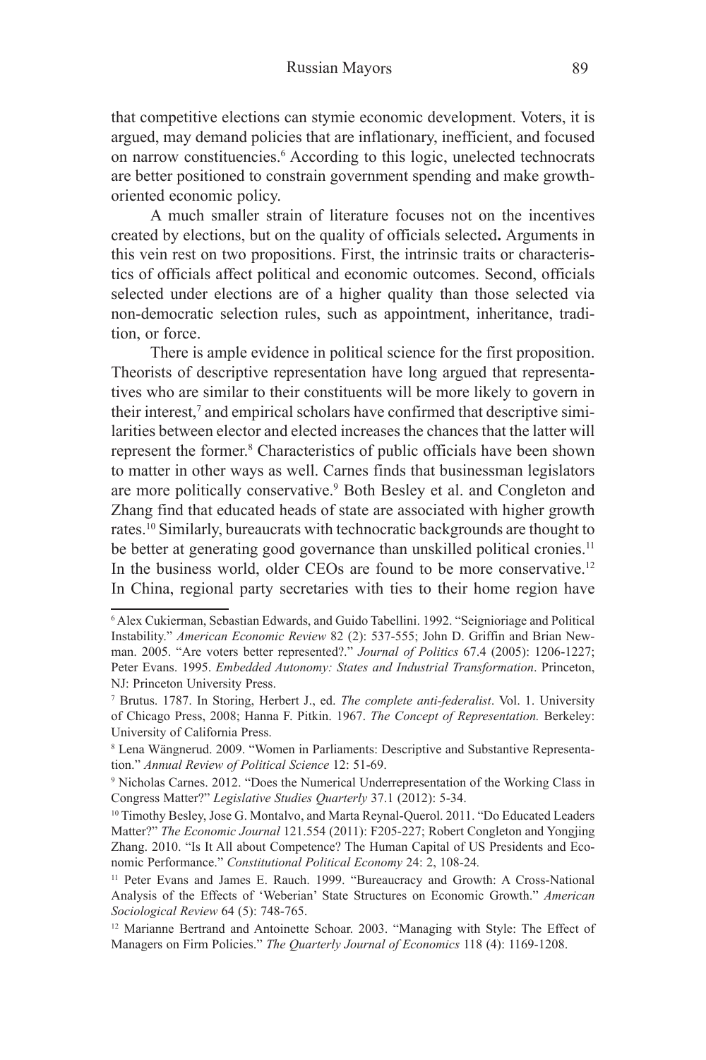that competitive elections can stymie economic development. Voters, it is argued, may demand policies that are inflationary, inefficient, and focused on narrow constituencies.[6] According to this logic, unelected technocrats are better positioned to constrain government spending and make growth-oriented economic policy.

A much smaller strain of literature focuses not on the incentives created by elections, but on the quality of officials selected**.** Arguments in this vein rest on two propositions. First, the intrinsic traits or characteristics of officials affect political and economic outcomes. Second, officials selected under elections are of a higher quality than those selected via non-democratic selection rules, such as appointment, inheritance, tradition, or force.

There is ample evidence in political science for the first proposition. Theorists of descriptive representation have long argued that representatives who are similar to their constituents will be more likely to govern in their interest,[7] and empirical scholars have confirmed that descriptive similarities between elector and elected increases the chances that the latter will represent the former.[8] Characteristics of public officials have been shown to matter in other ways as well. Carnes finds that businessman legislators are more politically conservative.[9] Both Besley et al. and Congleton and Zhang find that educated heads of state are associated with higher growth rates.[10] Similarly, bureaucrats with technocratic backgrounds are thought to be better at generating good governance than unskilled political cronies.[11] In the business world, older CEOs are found to be more conservative.[12] In China, regional party secretaries with ties to their home region have

---

[6] Alex Cukierman, Sebastian Edwards, and Guido Tabellini. 1992. "Seignioriage and Political Instability." *American Economic Review* 82 (2): 537-555; John D. Griffin and Brian Newman. 2005. "Are voters better represented?." *Journal of Politics* 67.4 (2005): 1206-1227; Peter Evans. 1995. *Embedded Autonomy: States and Industrial Transformation*. Princeton, NJ: Princeton University Press.

[7] Brutus. 1787. In Storing, Herbert J., ed. *The complete anti-federalist*. Vol. 1. University of Chicago Press, 2008; Hanna F. Pitkin. 1967. *The Concept of Representation.* Berkeley: University of California Press.

[8] Lena Wängnerud. 2009. "Women in Parliaments: Descriptive and Substantive Representation." *Annual Review of Political Science* 12: 51-69.

[9] Nicholas Carnes. 2012. "Does the Numerical Underrepresentation of the Working Class in Congress Matter?" *Legislative Studies Quarterly* 37.1 (2012): 5-34.

[10] Timothy Besley, Jose G. Montalvo, and Marta Reynal-Querol. 2011. "Do Educated Leaders Matter?" *The Economic Journal* 121.554 (2011): F205-227; Robert Congleton and Yongjing Zhang. 2010. "Is It All about Competence? The Human Capital of US Presidents and Economic Performance." *Constitutional Political Economy* 24: 2, 108-24*.*

[11] Peter Evans and James E. Rauch. 1999. "Bureaucracy and Growth: A Cross-National Analysis of the Effects of 'Weberian' State Structures on Economic Growth." *American Sociological Review* 64 (5): 748-765.

[12] Marianne Bertrand and Antoinette Schoar. 2003. "Managing with Style: The Effect of Managers on Firm Policies." *The Quarterly Journal of Economics* 118 (4): 1169-1208.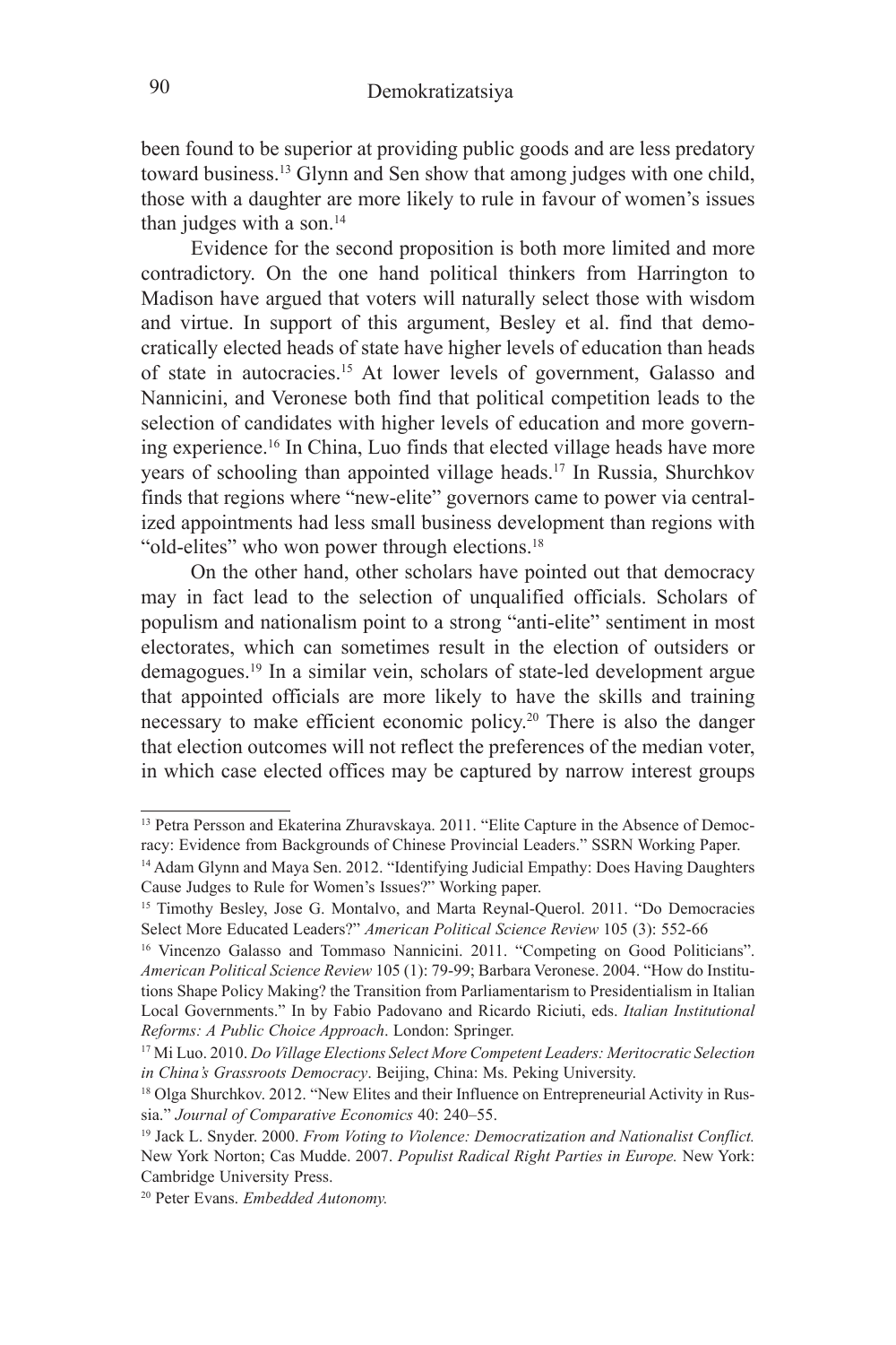been found to be superior at providing public goods and are less predatory toward business.[13] Glynn and Sen show that among judges with one child, those with a daughter are more likely to rule in favour of women's issues than judges with a son.[14]

Evidence for the second proposition is both more limited and more contradictory. On the one hand political thinkers from Harrington to Madison have argued that voters will naturally select those with wisdom and virtue. In support of this argument, Besley et al. find that democratically elected heads of state have higher levels of education than heads of state in autocracies.[15] At lower levels of government, Galasso and Nannicini, and Veronese both find that political competition leads to the selection of candidates with higher levels of education and more governing experience.[16] In China, Luo finds that elected village heads have more years of schooling than appointed village heads.[17] In Russia, Shurchkov finds that regions where "new-elite" governors came to power via centralized appointments had less small business development than regions with "old-elites" who won power through elections.[18]

On the other hand, other scholars have pointed out that democracy may in fact lead to the selection of unqualified officials. Scholars of populism and nationalism point to a strong "anti-elite" sentiment in most electorates, which can sometimes result in the election of outsiders or demagogues.[19] In a similar vein, scholars of state-led development argue that appointed officials are more likely to have the skills and training necessary to make efficient economic policy.[20] There is also the danger that election outcomes will not reflect the preferences of the median voter, in which case elected offices may be captured by narrow interest groups

---

[13] Petra Persson and Ekaterina Zhuravskaya. 2011. "Elite Capture in the Absence of Democracy: Evidence from Backgrounds of Chinese Provincial Leaders." SSRN Working Paper.

[14] Adam Glynn and Maya Sen. 2012. "Identifying Judicial Empathy: Does Having Daughters Cause Judges to Rule for Women's Issues?" Working paper.

[15] Timothy Besley, Jose G. Montalvo, and Marta Reynal-Querol. 2011. "Do Democracies Select More Educated Leaders?" *American Political Science Review* 105 (3): 552-66

[16] Vincenzo Galasso and Tommaso Nannicini. 2011. "Competing on Good Politicians". *American Political Science Review* 105 (1): 79-99; Barbara Veronese. 2004. "How do Institutions Shape Policy Making? the Transition from Parliamentarism to Presidentialism in Italian Local Governments." In by Fabio Padovano and Ricardo Riciuti, eds. *Italian Institutional Reforms: A Public Choice Approach*. London: Springer.

[17] Mi Luo. 2010. *Do Village Elections Select More Competent Leaders: Meritocratic Selection in China's Grassroots Democracy*. Beijing, China: Ms. Peking University.

[18] Olga Shurchkov. 2012. "New Elites and their Influence on Entrepreneurial Activity in Russia." *Journal of Comparative Economics* 40: 240–55.

[19] Jack L. Snyder. 2000. *From Voting to Violence: Democratization and Nationalist Conflict.* New York Norton; Cas Mudde. 2007. *Populist Radical Right Parties in Europe.* New York: Cambridge University Press.

[20] Peter Evans. *Embedded Autonomy.*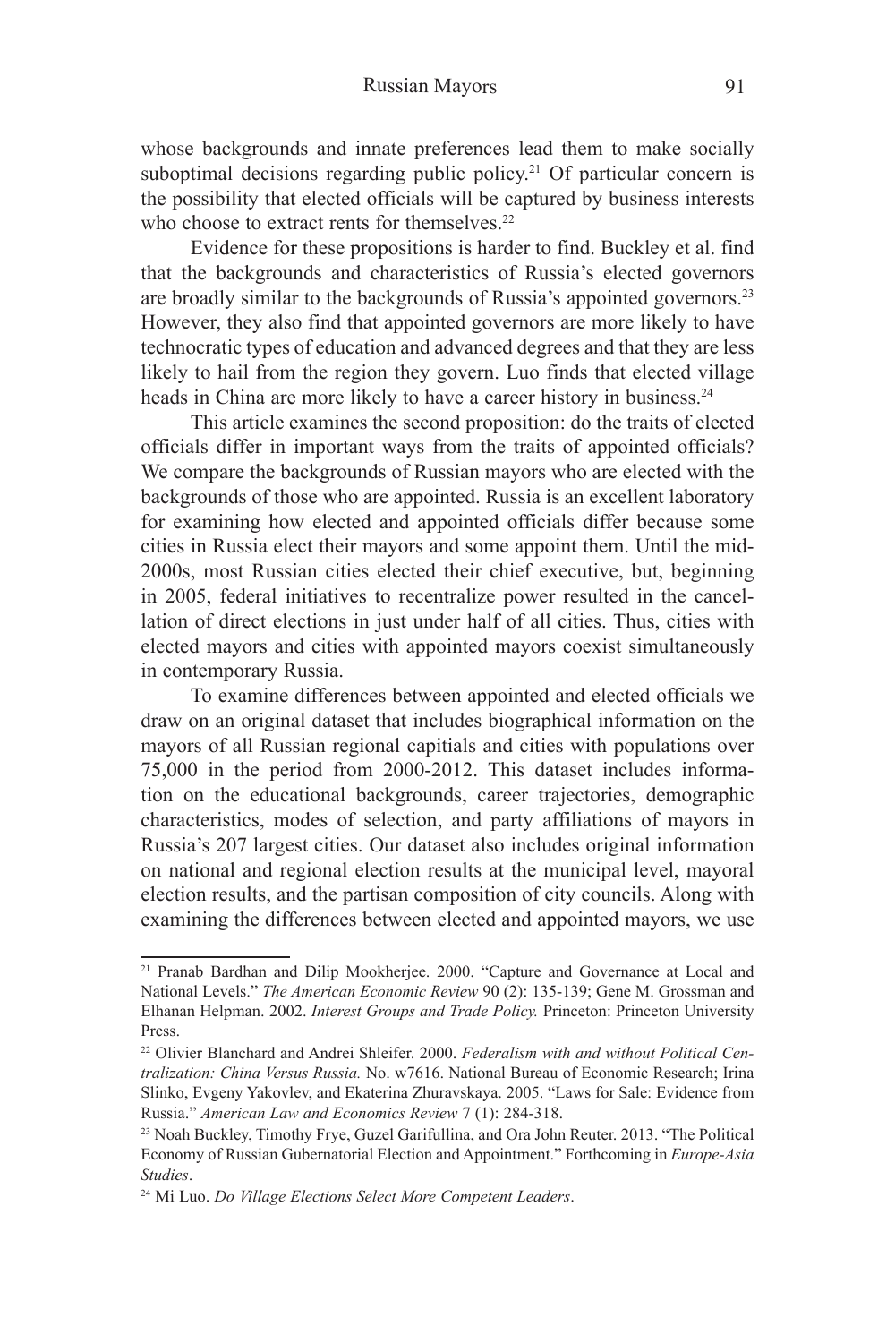whose backgrounds and innate preferences lead them to make socially suboptimal decisions regarding public policy.[21] Of particular concern is the possibility that elected officials will be captured by business interests who choose to extract rents for themselves.[22]

Evidence for these propositions is harder to find. Buckley et al. find that the backgrounds and characteristics of Russia's elected governors are broadly similar to the backgrounds of Russia's appointed governors.[23] However, they also find that appointed governors are more likely to have technocratic types of education and advanced degrees and that they are less likely to hail from the region they govern. Luo finds that elected village heads in China are more likely to have a career history in business.[24]

This article examines the second proposition: do the traits of elected officials differ in important ways from the traits of appointed officials? We compare the backgrounds of Russian mayors who are elected with the backgrounds of those who are appointed. Russia is an excellent laboratory for examining how elected and appointed officials differ because some cities in Russia elect their mayors and some appoint them. Until the mid-2000s, most Russian cities elected their chief executive, but, beginning in 2005, federal initiatives to recentralize power resulted in the cancellation of direct elections in just under half of all cities. Thus, cities with elected mayors and cities with appointed mayors coexist simultaneously in contemporary Russia.

To examine differences between appointed and elected officials we draw on an original dataset that includes biographical information on the mayors of all Russian regional capitals and cities with populations over 75,000 in the period from 2000-2012. This dataset includes information on the educational backgrounds, career trajectories, demographic characteristics, modes of selection, and party affiliations of mayors in Russia's 207 largest cities. Our dataset also includes original information on national and regional election results at the municipal level, mayoral election results, and the partisan composition of city councils. Along with examining the differences between elected and appointed mayors, we use

---

[21] Pranab Bardhan and Dilip Mookherjee. 2000. "Capture and Governance at Local and National Levels." *The American Economic Review* 90 (2): 135-139; Gene M. Grossman and Elhanan Helpman. 2002. *Interest Groups and Trade Policy.* Princeton: Princeton University Press.

[22] Olivier Blanchard and Andrei Shleifer. 2000. *Federalism with and without Political Centralization: China Versus Russia.* No. w7616. National Bureau of Economic Research; Irina Slinko, Evgeny Yakovlev, and Ekaterina Zhuravskaya. 2005. "Laws for Sale: Evidence from Russia." *American Law and Economics Review* 7 (1): 284-318.

[23] Noah Buckley, Timothy Frye, Guzel Garifullina, and Ora John Reuter. 2013. "The Political Economy of Russian Gubernatorial Election and Appointment." Forthcoming in *Europe-Asia Studies*.

[24] Mi Luo. *Do Village Elections Select More Competent Leaders*.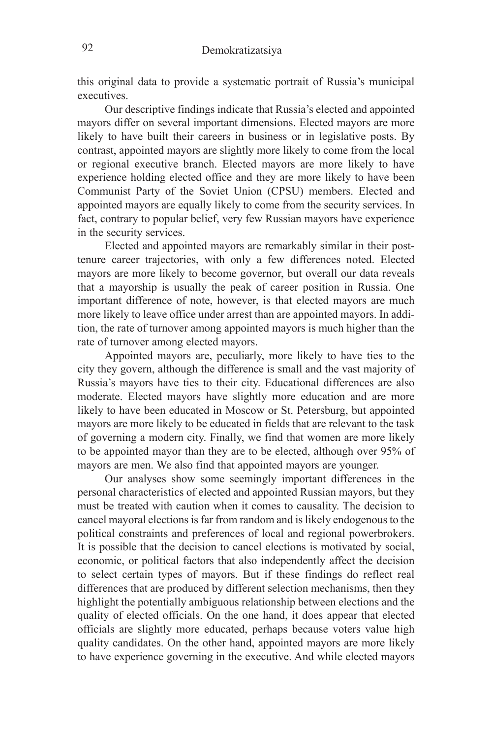this original data to provide a systematic portrait of Russia's municipal executives.

Our descriptive findings indicate that Russia's elected and appointed mayors differ on several important dimensions. Elected mayors are more likely to have built their careers in business or in legislative posts. By contrast, appointed mayors are slightly more likely to come from the local or regional executive branch. Elected mayors are more likely to have experience holding elected office and they are more likely to have been Communist Party of the Soviet Union (CPSU) members. Elected and appointed mayors are equally likely to come from the security services. In fact, contrary to popular belief, very few Russian mayors have experience in the security services.

Elected and appointed mayors are remarkably similar in their post-tenure career trajectories, with only a few differences noted. Elected mayors are more likely to become governor, but overall our data reveals that a mayorship is usually the peak of career position in Russia. One important difference of note, however, is that elected mayors are much more likely to leave office under arrest than are appointed mayors. In addition, the rate of turnover among appointed mayors is much higher than the rate of turnover among elected mayors.

Appointed mayors are, peculiarly, more likely to have ties to the city they govern, although the difference is small and the vast majority of Russia's mayors have ties to their city. Educational differences are also moderate. Elected mayors have slightly more education and are more likely to have been educated in Moscow or St. Petersburg, but appointed mayors are more likely to be educated in fields that are relevant to the task of governing a modern city. Finally, we find that women are more likely to be appointed mayor than they are to be elected, although over 95% of mayors are men. We also find that appointed mayors are younger.

Our analyses show some seemingly important differences in the personal characteristics of elected and appointed Russian mayors, but they must be treated with caution when it comes to causality. The decision to cancel mayoral elections is far from random and is likely endogenous to the political constraints and preferences of local and regional powerbrokers. It is possible that the decision to cancel elections is motivated by social, economic, or political factors that also independently affect the decision to select certain types of mayors. But if these findings do reflect real differences that are produced by different selection mechanisms, then they highlight the potentially ambiguous relationship between elections and the quality of elected officials. On the one hand, it does appear that elected officials are slightly more educated, perhaps because voters value high quality candidates. On the other hand, appointed mayors are more likely to have experience governing in the executive. And while elected mayors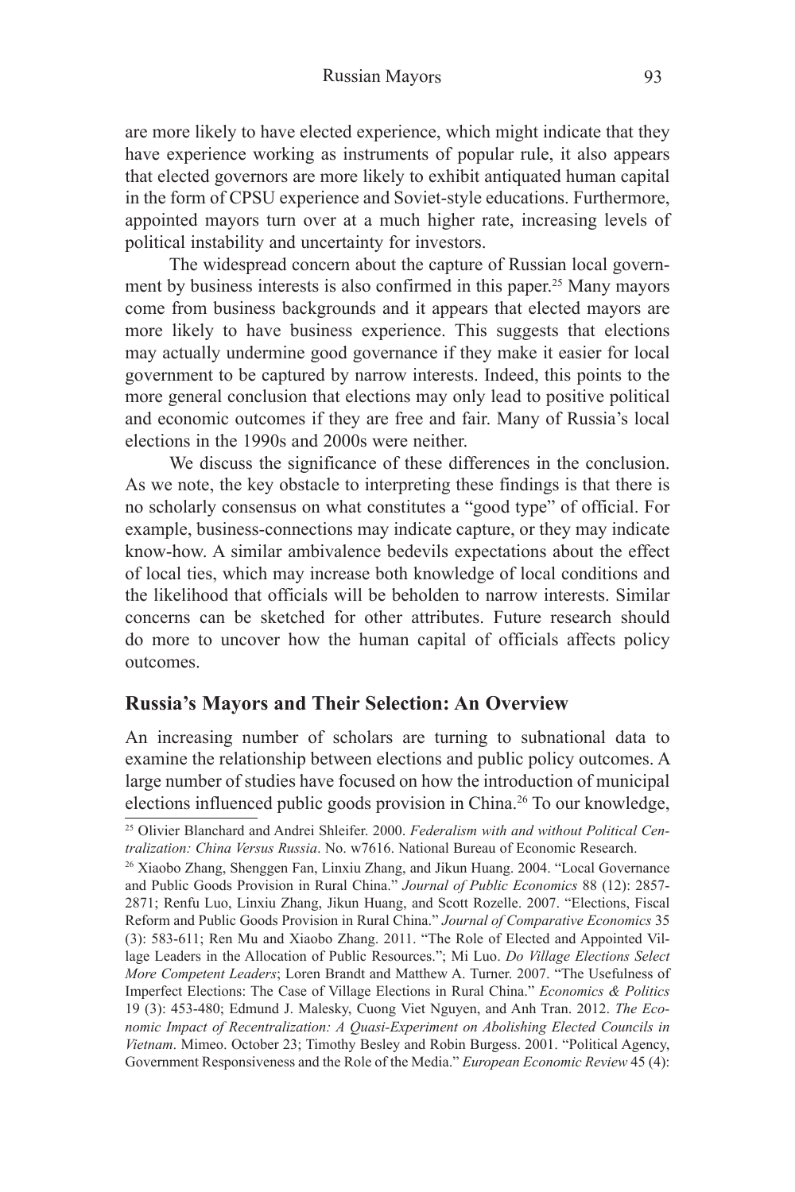are more likely to have elected experience, which might indicate that they have experience working as instruments of popular rule, it also appears that elected governors are more likely to exhibit antiquated human capital in the form of CPSU experience and Soviet-style educations. Furthermore, appointed mayors turn over at a much higher rate, increasing levels of political instability and uncertainty for investors.

The widespread concern about the capture of Russian local government by business interests is also confirmed in this paper.[25] Many mayors come from business backgrounds and it appears that elected mayors are more likely to have business experience. This suggests that elections may actually undermine good governance if they make it easier for local government to be captured by narrow interests. Indeed, this points to the more general conclusion that elections may only lead to positive political and economic outcomes if they are free and fair. Many of Russia's local elections in the 1990s and 2000s were neither.

We discuss the significance of these differences in the conclusion. As we note, the key obstacle to interpreting these findings is that there is no scholarly consensus on what constitutes a "good type" of official. For example, business-connections may indicate capture, or they may indicate know-how. A similar ambivalence bedevils expectations about the effect of local ties, which may increase both knowledge of local conditions and the likelihood that officials will be beholden to narrow interests. Similar concerns can be sketched for other attributes. Future research should do more to uncover how the human capital of officials affects policy outcomes.

## Russia's Mayors and Their Selection: An Overview

An increasing number of scholars are turning to subnational data to examine the relationship between elections and public policy outcomes. A large number of studies have focused on how the introduction of municipal elections influenced public goods provision in China.[26] To our knowledge,

---

[25] Olivier Blanchard and Andrei Shleifer. 2000. *Federalism with and without Political Centralization: China Versus Russia*. No. w7616. National Bureau of Economic Research.

[26] Xiaobo Zhang, Shenggen Fan, Linxiu Zhang, and Jikun Huang. 2004. "Local Governance and Public Goods Provision in Rural China." *Journal of Public Economics* 88 (12): 2857-2871; Renfu Luo, Linxiu Zhang, Jikun Huang, and Scott Rozelle. 2007. "Elections, Fiscal Reform and Public Goods Provision in Rural China." *Journal of Comparative Economics* 35 (3): 583-611; Ren Mu and Xiaobo Zhang. 2011. "The Role of Elected and Appointed Village Leaders in the Allocation of Public Resources."; Mi Luo. *Do Village Elections Select More Competent Leaders*; Loren Brandt and Matthew A. Turner. 2007. "The Usefulness of Imperfect Elections: The Case of Village Elections in Rural China." *Economics & Politics* 19 (3): 453-480; Edmund J. Malesky, Cuong Viet Nguyen, and Anh Tran. 2012. *The Economic Impact of Recentralization: A Quasi-Experiment on Abolishing Elected Councils in Vietnam*. Mimeo. October 23; Timothy Besley and Robin Burgess. 2001. "Political Agency, Government Responsiveness and the Role of the Media." *European Economic Review* 45 (4):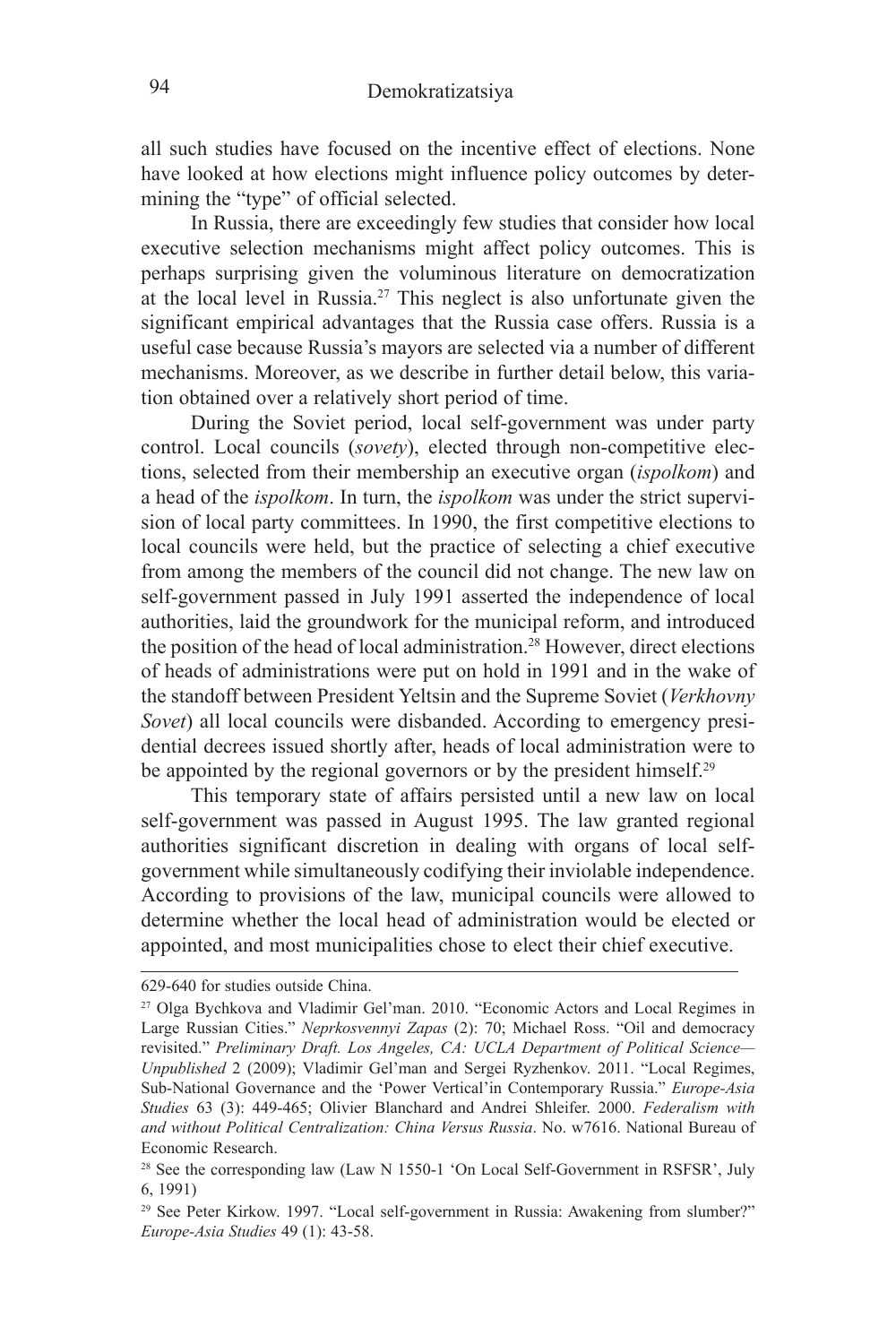all such studies have focused on the incentive effect of elections. None have looked at how elections might influence policy outcomes by determining the "type" of official selected.

In Russia, there are exceedingly few studies that consider how local executive selection mechanisms might affect policy outcomes. This is perhaps surprising given the voluminous literature on democratization at the local level in Russia.[27] This neglect is also unfortunate given the significant empirical advantages that the Russia case offers. Russia is a useful case because Russia's mayors are selected via a number of different mechanisms. Moreover, as we describe in further detail below, this variation obtained over a relatively short period of time.

During the Soviet period, local self-government was under party control. Local councils (*sovety*), elected through non-competitive elections, selected from their membership an executive organ (*ispolkom*) and a head of the *ispolkom*. In turn, the *ispolkom* was under the strict supervision of local party committees. In 1990, the first competitive elections to local councils were held, but the practice of selecting a chief executive from among the members of the council did not change. The new law on self-government passed in July 1991 asserted the independence of local authorities, laid the groundwork for the municipal reform, and introduced the position of the head of local administration.[28] However, direct elections of heads of administrations were put on hold in 1991 and in the wake of the standoff between President Yeltsin and the Supreme Soviet (*Verkhovny Sovet*) all local councils were disbanded. According to emergency presidential decrees issued shortly after, heads of local administration were to be appointed by the regional governors or by the president himself.[29]

This temporary state of affairs persisted until a new law on local self-government was passed in August 1995. The law granted regional authorities significant discretion in dealing with organs of local self-government while simultaneously codifying their inviolable independence. According to provisions of the law, municipal councils were allowed to determine whether the local head of administration would be elected or appointed, and most municipalities chose to elect their chief executive.

---

629-640 for studies outside China.

[27] Olga Bychkova and Vladimir Gel'man. 2010. "Economic Actors and Local Regimes in Large Russian Cities." *Neprkosvennyi Zapas* (2): 70; Michael Ross. "Oil and democracy revisited." *Preliminary Draft. Los Angeles, CA: UCLA Department of Political Science—Unpublished* 2 (2009); Vladimir Gel'man and Sergei Ryzhenkov. 2011. "Local Regimes, Sub-National Governance and the 'Power Vertical'in Contemporary Russia." *Europe-Asia Studies* 63 (3): 449-465; Olivier Blanchard and Andrei Shleifer. 2000. *Federalism with and without Political Centralization: China Versus Russia*. No. w7616. National Bureau of Economic Research.

[28] See the corresponding law (Law N 1550-1 'On Local Self-Government in RSFSR', July 6, 1991)

[29] See Peter Kirkow. 1997. "Local self-government in Russia: Awakening from slumber?" *Europe-Asia Studies* 49 (1): 43-58.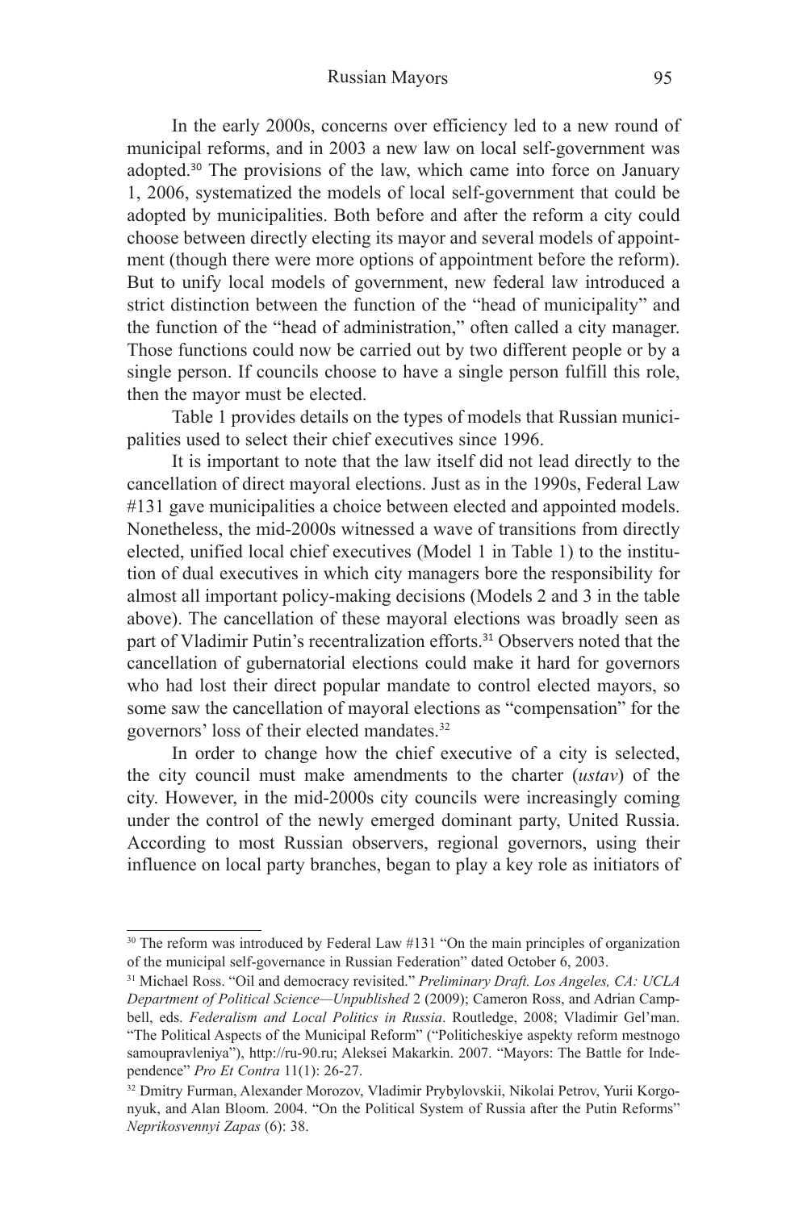In the early 2000s, concerns over efficiency led to a new round of municipal reforms, and in 2003 a new law on local self-government was adopted.[30] The provisions of the law, which came into force on January 1, 2006, systematized the models of local self-government that could be adopted by municipalities. Both before and after the reform a city could choose between directly electing its mayor and several models of appointment (though there were more options of appointment before the reform). But to unify local models of government, new federal law introduced a strict distinction between the function of the "head of municipality" and the function of the "head of administration," often called a city manager. Those functions could now be carried out by two different people or by a single person. If councils choose to have a single person fulfill this role, then the mayor must be elected.

Table 1 provides details on the types of models that Russian municipalities used to select their chief executives since 1996.

It is important to note that the law itself did not lead directly to the cancellation of direct mayoral elections. Just as in the 1990s, Federal Law #131 gave municipalities a choice between elected and appointed models. Nonetheless, the mid-2000s witnessed a wave of transitions from directly elected, unified local chief executives (Model 1 in Table 1) to the institution of dual executives in which city managers bore the responsibility for almost all important policy-making decisions (Models 2 and 3 in the table above). The cancellation of these mayoral elections was broadly seen as part of Vladimir Putin's recentralization efforts.[31] Observers noted that the cancellation of gubernatorial elections could make it hard for governors who had lost their direct popular mandate to control elected mayors, so some saw the cancellation of mayoral elections as "compensation" for the governors' loss of their elected mandates.[32]

In order to change how the chief executive of a city is selected, the city council must make amendments to the charter (*ustav*) of the city. However, in the mid-2000s city councils were increasingly coming under the control of the newly emerged dominant party, United Russia. According to most Russian observers, regional governors, using their influence on local party branches, began to play a key role as initiators of

---

[30] The reform was introduced by Federal Law #131 "On the main principles of organization of the municipal self-governance in Russian Federation" dated October 6, 2003.

[31] Michael Ross. "Oil and democracy revisited." *Preliminary Draft. Los Angeles, CA: UCLA Department of Political Science—Unpublished* 2 (2009); Cameron Ross, and Adrian Campbell, eds. *Federalism and Local Politics in Russia*. Routledge, 2008; Vladimir Gel'man. "The Political Aspects of the Municipal Reform" ("Politicheskiye aspekty reform mestnogo samoupravleniya"), http://ru-90.ru; Aleksei Makarkin. 2007. "Mayors: The Battle for Independence" *Pro Et Contra* 11(1): 26-27.

[32] Dmitry Furman, Alexander Morozov, Vladimir Prybylovskii, Nikolai Petrov, Yurii Korgonyuk, and Alan Bloom. 2004. "On the Political System of Russia after the Putin Reforms" *Neprikosvennyi Zapas* (6): 38.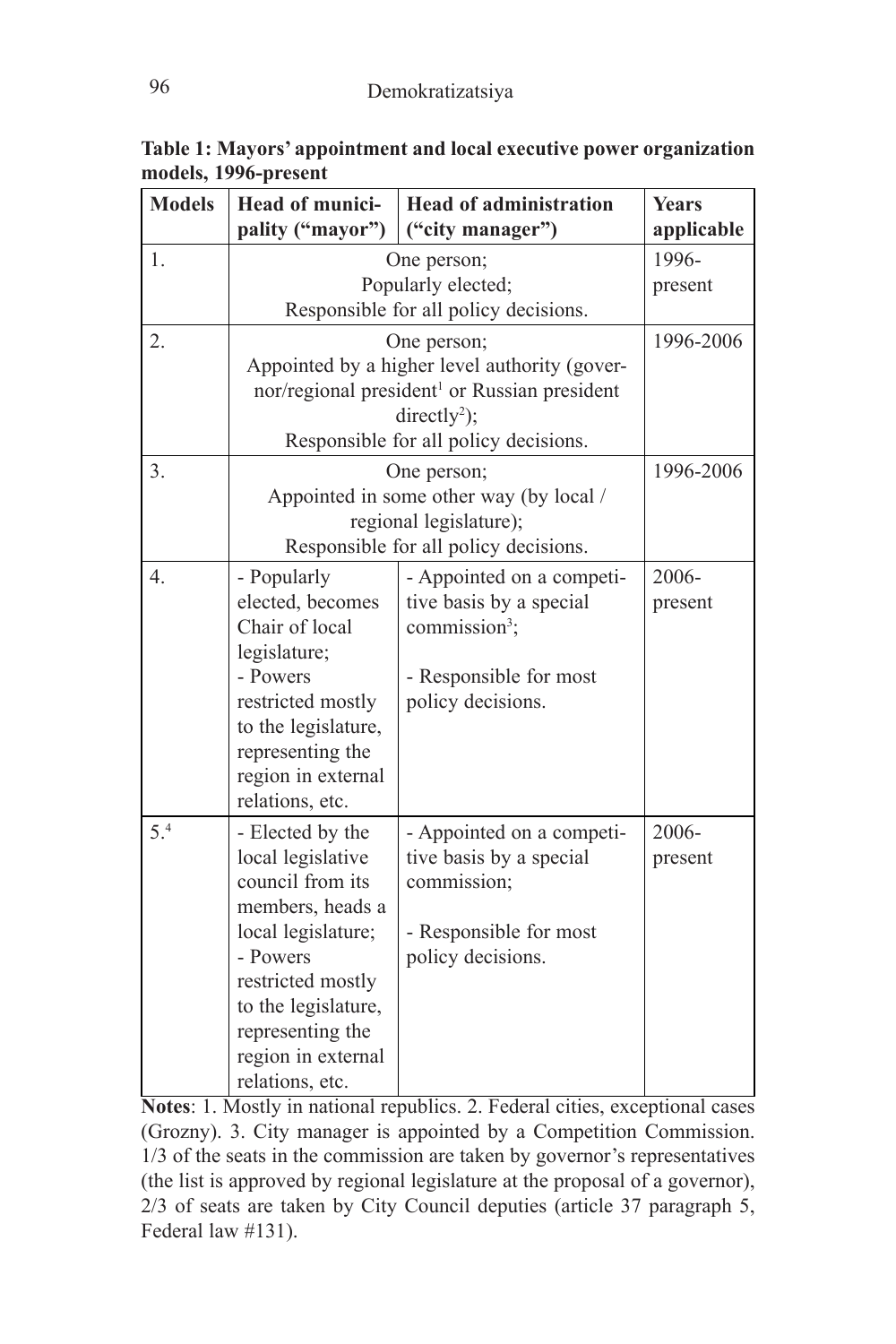**Table 1: Mayors' appointment and local executive power organization models, 1996-present**

| Models | Head of municipality ("mayor") | Head of administration ("city manager") | Years applicable |
|---|---|---|---|
| 1. | One person; Popularly elected; Responsible for all policy decisions. | | 1996-present |
| 2. | One person; Appointed by a higher level authority (governor/regional president[1] or Russian president directly[2]); Responsible for all policy decisions. | | 1996-2006 |
| 3. | One person; Appointed in some other way (by local / regional legislature); Responsible for all policy decisions. | | 1996-2006 |
| 4. | - Popularly elected, becomes Chair of local legislature; - Powers restricted mostly to the legislature, representing the region in external relations, etc. | - Appointed on a competitive basis by a special commission[3]; - Responsible for most policy decisions. | 2006-present |
| 5.[4] | - Elected by the local legislative council from its members, heads a local legislature; - Powers restricted mostly to the legislature, representing the region in external relations, etc. | - Appointed on a competitive basis by a special commission; - Responsible for most policy decisions. | 2006-present |

**Notes**: 1. Mostly in national republics. 2. Federal cities, exceptional cases (Grozny). 3. City manager is appointed by a Competition Commission. 1/3 of the seats in the commission are taken by governor's representatives (the list is approved by regional legislature at the proposal of a governor), 2/3 of seats are taken by City Council deputies (article 37 paragraph 5, Federal law #131).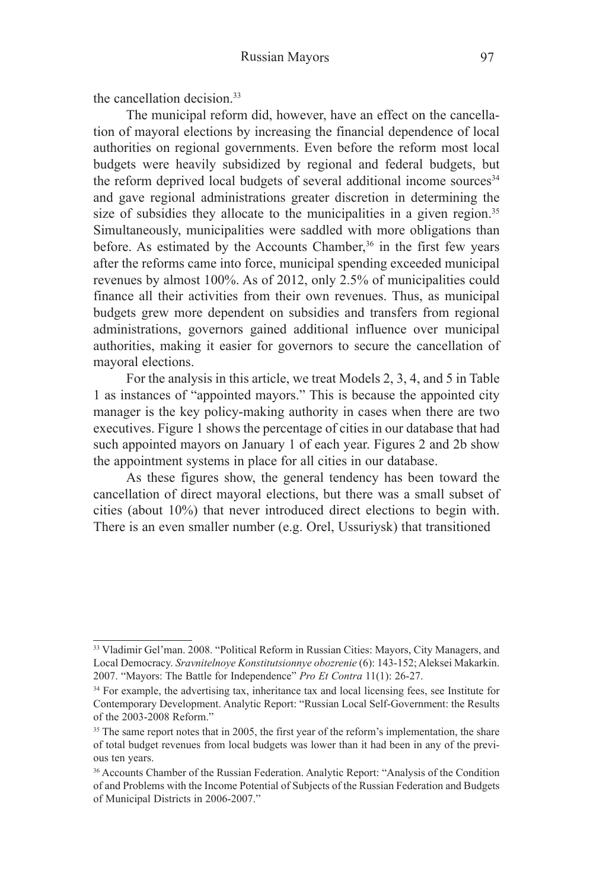the cancellation decision.[33]

The municipal reform did, however, have an effect on the cancellation of mayoral elections by increasing the financial dependence of local authorities on regional governments. Even before the reform most local budgets were heavily subsidized by regional and federal budgets, but the reform deprived local budgets of several additional income sources[34] and gave regional administrations greater discretion in determining the size of subsidies they allocate to the municipalities in a given region.[35] Simultaneously, municipalities were saddled with more obligations than before. As estimated by the Accounts Chamber,[36] in the first few years after the reforms came into force, municipal spending exceeded municipal revenues by almost 100%. As of 2012, only 2.5% of municipalities could finance all their activities from their own revenues. Thus, as municipal budgets grew more dependent on subsidies and transfers from regional administrations, governors gained additional influence over municipal authorities, making it easier for governors to secure the cancellation of mayoral elections.

For the analysis in this article, we treat Models 2, 3, 4, and 5 in Table 1 as instances of "appointed mayors." This is because the appointed city manager is the key policy-making authority in cases when there are two executives. Figure 1 shows the percentage of cities in our database that had such appointed mayors on January 1 of each year. Figures 2 and 2b show the appointment systems in place for all cities in our database.

As these figures show, the general tendency has been toward the cancellation of direct mayoral elections, but there was a small subset of cities (about 10%) that never introduced direct elections to begin with. There is an even smaller number (e.g. Orel, Ussuriysk) that transitioned

---

[33] Vladimir Gel'man. 2008. "Political Reform in Russian Cities: Mayors, City Managers, and Local Democracy. *Sravnitelnoye Konstitutsionnye obozrenie* (6): 143-152; Aleksei Makarkin. 2007. "Mayors: The Battle for Independence" *Pro Et Contra* 11(1): 26-27.

[34] For example, the advertising tax, inheritance tax and local licensing fees, see Institute for Contemporary Development. Analytic Report: "Russian Local Self-Government: the Results of the 2003-2008 Reform."

[35] The same report notes that in 2005, the first year of the reform's implementation, the share of total budget revenues from local budgets was lower than it had been in any of the previous ten years.

[36] Accounts Chamber of the Russian Federation. Analytic Report: "Analysis of the Condition of and Problems with the Income Potential of Subjects of the Russian Federation and Budgets of Municipal Districts in 2006-2007."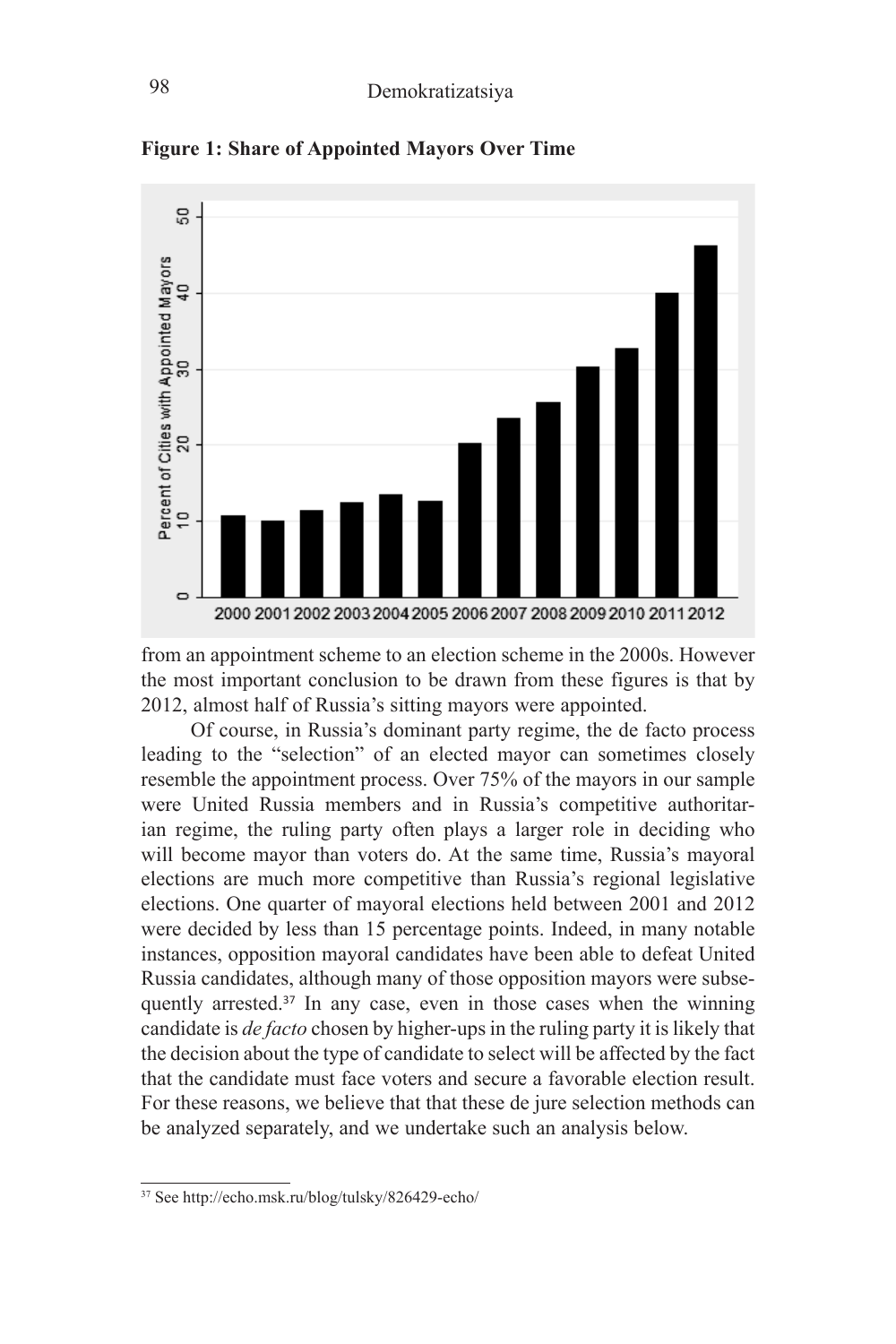**Figure 1: Share of Appointed Mayors Over Time**

from an appointment scheme to an election scheme in the 2000s. However the most important conclusion to be drawn from these figures is that by 2012, almost half of Russia's sitting mayors were appointed.

Of course, in Russia's dominant party regime, the de facto process leading to the "selection" of an elected mayor can sometimes closely resemble the appointment process. Over 75% of the mayors in our sample were United Russia members and in Russia's competitive authoritarian regime, the ruling party often plays a larger role in deciding who will become mayor than voters do. At the same time, Russia's mayoral elections are much more competitive than Russia's regional legislative elections. One quarter of mayoral elections held between 2001 and 2012 were decided by less than 15 percentage points. Indeed, in many notable instances, opposition mayoral candidates have been able to defeat United Russia candidates, although many of those opposition mayors were subsequently arrested.[37] In any case, even in those cases when the winning candidate is *de facto* chosen by higher-ups in the ruling party it is likely that the decision about the type of candidate to select will be affected by the fact that the candidate must face voters and secure a favorable election result. For these reasons, we believe that that these de jure selection methods can be analyzed separately, and we undertake such an analysis below.

---

[37] See http://echo.msk.ru/blog/tulsky/826429-echo/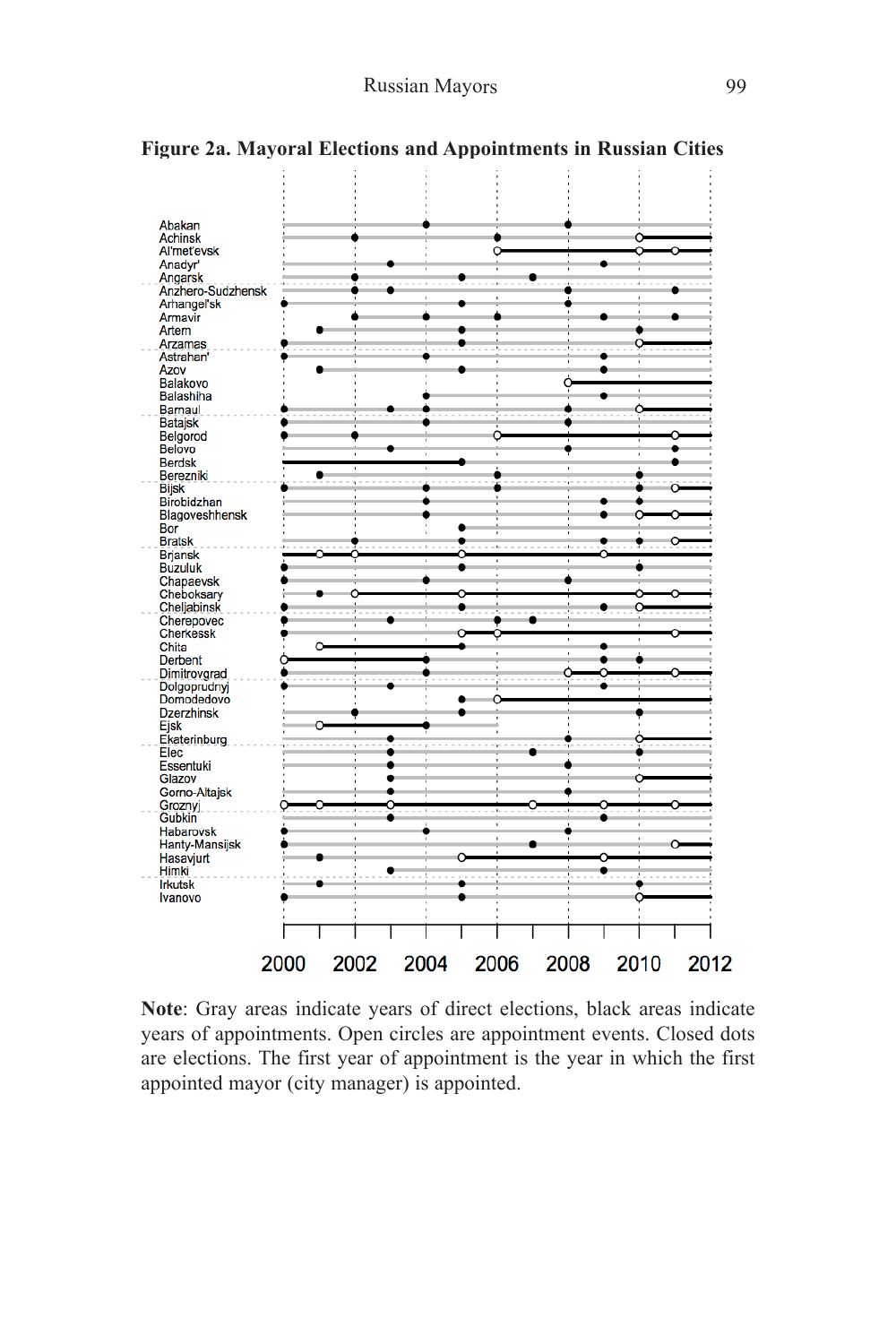**Figure 2a. Mayoral Elections and Appointments in Russian Cities**

Abakan
Achinsk
Al'met'evsk
Anadyr'
Angarsk
Anzhero-Sudzhensk
Arhangel'sk
Armavir
Artem
Arzamas
Astrehan'
Azov
Balakovo
Balashiha
Barnaul
Batajsk
Belgorod
Belovo
Berdsk
Berezniki
Bijsk
Birobidzhan
Blagoveshhensk
Bor
Bratsk
Brjansk
Buzuluk
Chapaevsk
Cheboksary
Cheljabinsk
Cherepovec
Cherkessk
Chita
Derbent
Dimitrovgrad
Dolgoprudnyj
Domodedovo
Dzerzhinsk
Ejsk
Ekaterinburg
Elec
Essentuki
Glazov
Gorno-Altajsk
Groznyj
Gubkin
Habarovsk
Hanty-Mansijsk
Hasavjurt
Himki
Irkutsk
Ivanovo

2000 2002 2004 2006 2008 2010 2012

**Note**: Gray areas indicate years of direct elections, black areas indicate years of appointments. Open circles are appointment events. Closed dots are elections. The first year of appointment is the year in which the first appointed mayor (city manager) is appointed.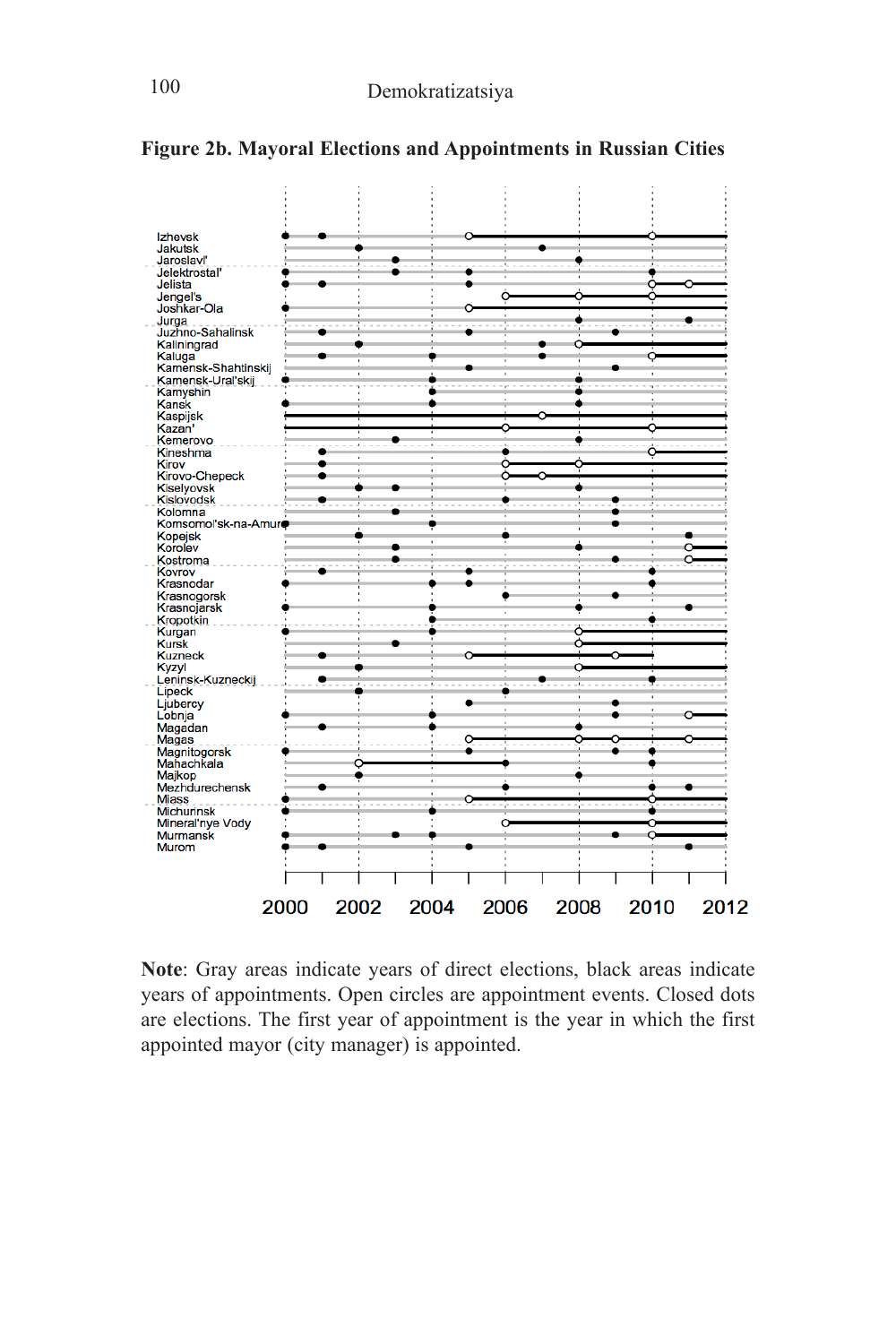**Figure 2b. Mayoral Elections and Appointments in Russian Cities**

**Note**: Gray areas indicate years of direct elections, black areas indicate years of appointments. Open circles are appointment events. Closed dots are elections. The first year of appointment is the year in which the first appointed mayor (city manager) is appointed.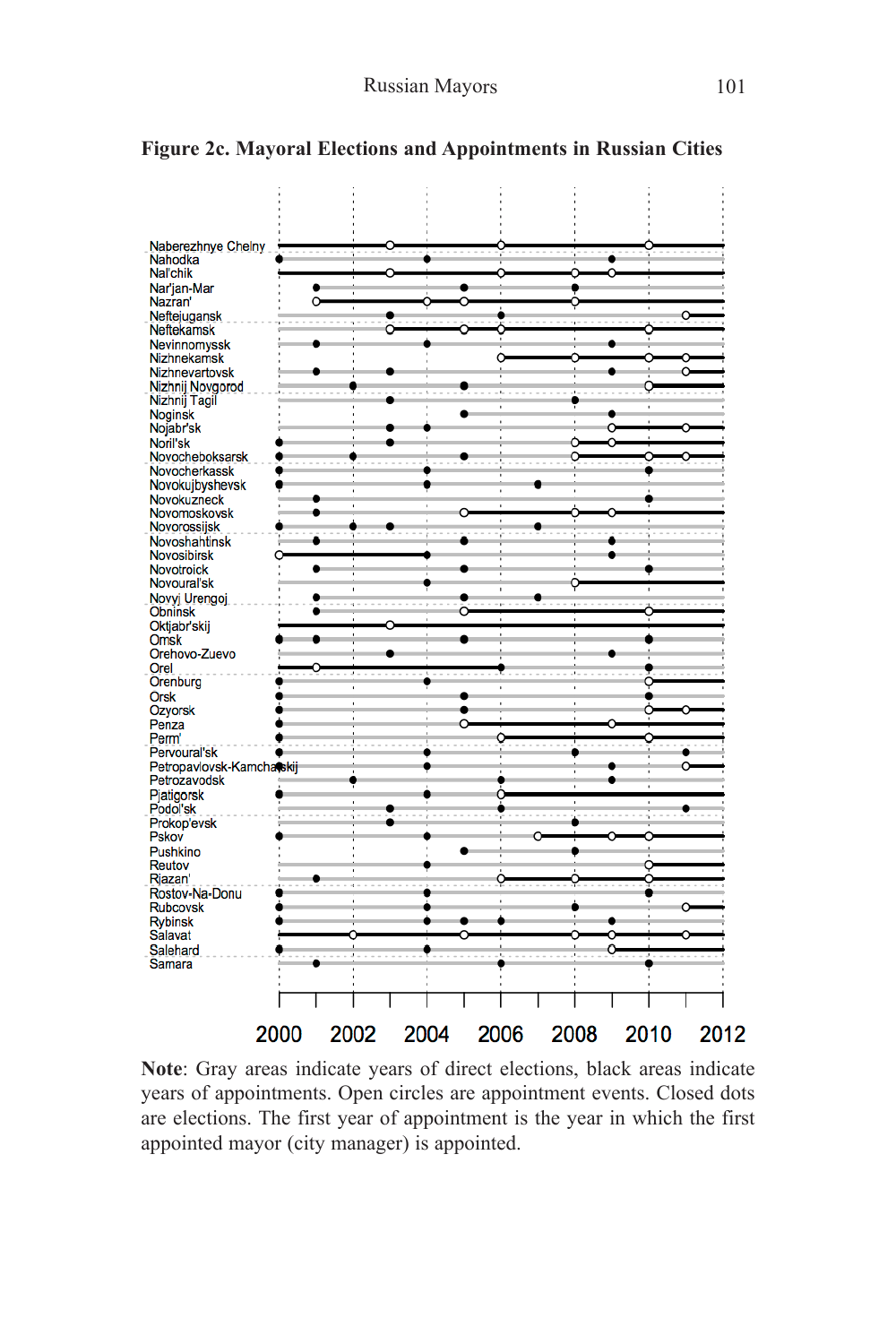**Figure 2c. Mayoral Elections and Appointments in Russian Cities**

Naberezhnye Chelny
Nahodka
Nal'chik
Nar'jan-Mar
Nazran'
Neftejugansk
Neftekamsk
Nevinnomyssk
Nizhnekamsk
Nizhnevartovsk
Nizhnij Novgorod
Nizhnij Tagil
Noginsk
Nojabr'sk
Noril'sk
Novocheboksarsk
Novocherkassk
Novokujbyshevsk
Novokuzneck
Novomoskovsk
Novorossijsk
Novoshahtinsk
Novosibirsk
Novotroick
Novoural'sk
Novyj Urengoj
Obninsk
Oktjabr'skij
Omsk
Orehovo-Zuevo
Orel
Orenburg
Orsk
Ozyorsk
Penza
Perm'
Pervoural'sk
Petropavlovsk-Kamchatskij
Petrozavodsk
Pjatigorsk
Podol'sk
Prokop'evsk
Pskov
Pushkino
Reutov
Rjazan'
Rostov-Na-Donu
Rubcovsk
Rybinsk
Salavat
Salehard
Samara

2000 2002 2004 2006 2008 2010 2012

**Note**: Gray areas indicate years of direct elections, black areas indicate years of appointments. Open circles are appointment events. Closed dots are elections. The first year of appointment is the year in which the first appointed mayor (city manager) is appointed.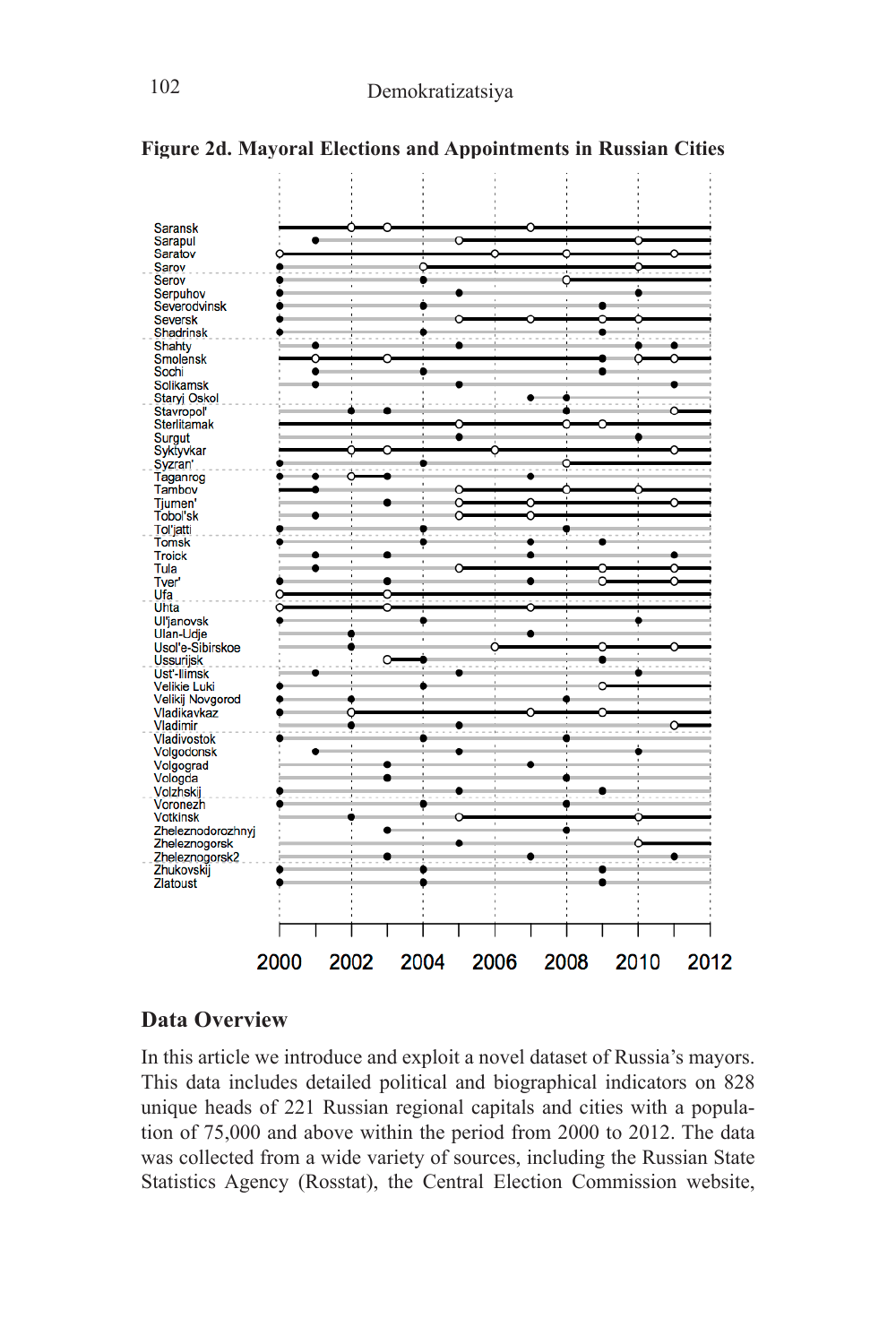**Figure 2d. Mayoral Elections and Appointments in Russian Cities**

## Data Overview

In this article we introduce and exploit a novel dataset of Russia's mayors. This data includes detailed political and biographical indicators on 828 unique heads of 221 Russian regional capitals and cities with a population of 75,000 and above within the period from 2000 to 2012. The data was collected from a wide variety of sources, including the Russian State Statistics Agency (Rosstat), the Central Election Commission website,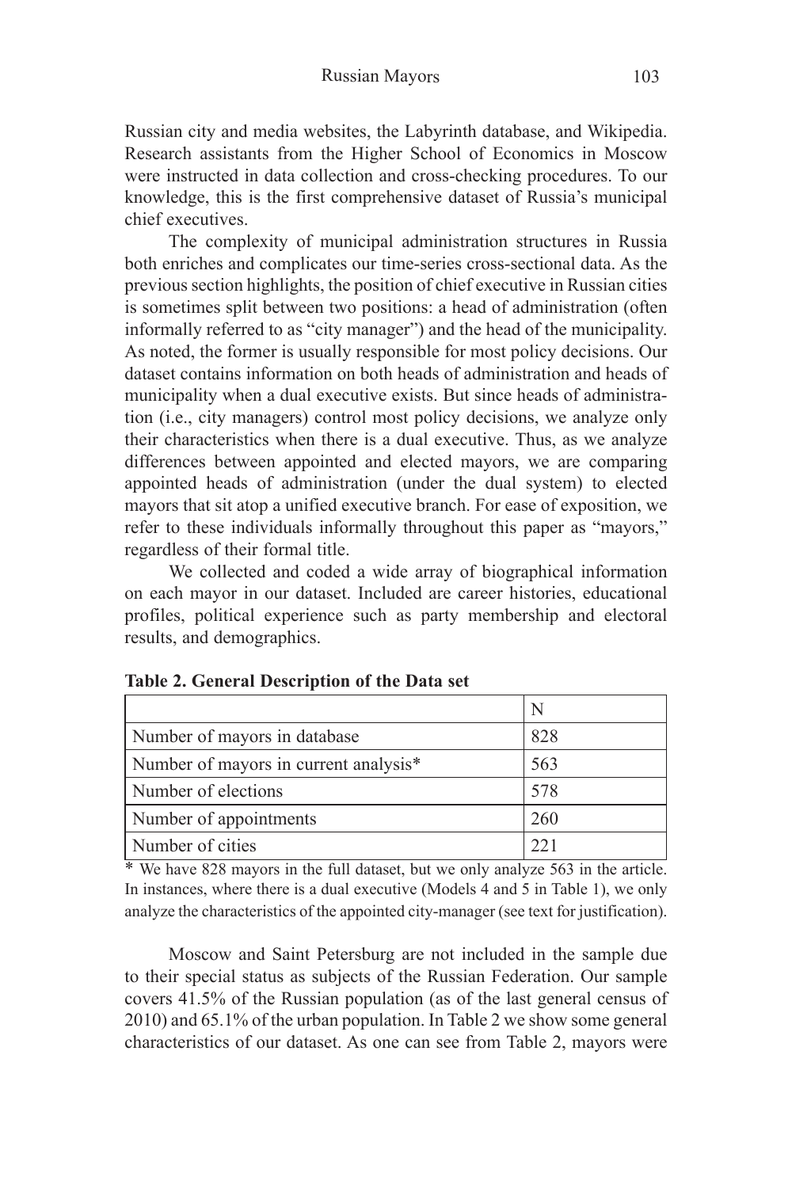Russian city and media websites, the Labyrinth database, and Wikipedia. Research assistants from the Higher School of Economics in Moscow were instructed in data collection and cross-checking procedures. To our knowledge, this is the first comprehensive dataset of Russia's municipal chief executives.

The complexity of municipal administration structures in Russia both enriches and complicates our time-series cross-sectional data. As the previous section highlights, the position of chief executive in Russian cities is sometimes split between two positions: a head of administration (often informally referred to as "city manager") and the head of the municipality. As noted, the former is usually responsible for most policy decisions. Our dataset contains information on both heads of administration and heads of municipality when a dual executive exists. But since heads of administration (i.e., city managers) control most policy decisions, we analyze only their characteristics when there is a dual executive. Thus, as we analyze differences between appointed and elected mayors, we are comparing appointed heads of administration (under the dual system) to elected mayors that sit atop a unified executive branch. For ease of exposition, we refer to these individuals informally throughout this paper as "mayors," regardless of their formal title.

We collected and coded a wide array of biographical information on each mayor in our dataset. Included are career histories, educational profiles, political experience such as party membership and electoral results, and demographics.

**Table 2. General Description of the Data set**

| | N |
|---|---|
| Number of mayors in database | 828 |
| Number of mayors in current analysis* | 563 |
| Number of elections | 578 |
| Number of appointments | 260 |
| Number of cities | 221 |

\* We have 828 mayors in the full dataset, but we only analyze 563 in the article. In instances, where there is a dual executive (Models 4 and 5 in Table 1), we only analyze the characteristics of the appointed city-manager (see text for justification).

Moscow and Saint Petersburg are not included in the sample due to their special status as subjects of the Russian Federation. Our sample covers 41.5% of the Russian population (as of the last general census of 2010) and 65.1% of the urban population. In Table 2 we show some general characteristics of our dataset. As one can see from Table 2, mayors were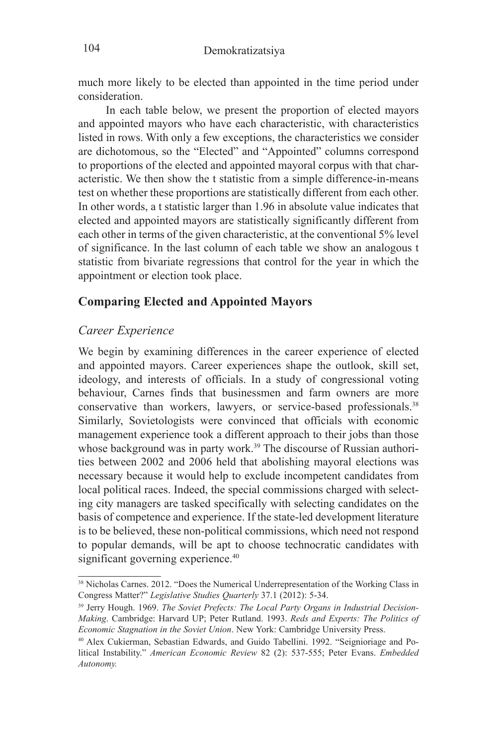much more likely to be elected than appointed in the time period under consideration.

In each table below, we present the proportion of elected mayors and appointed mayors who have each characteristic, with characteristics listed in rows. With only a few exceptions, the characteristics we consider are dichotomous, so the "Elected" and "Appointed" columns correspond to proportions of the elected and appointed mayoral corpus with that characteristic. We then show the t statistic from a simple difference-in-means test on whether these proportions are statistically different from each other. In other words, a t statistic larger than 1.96 in absolute value indicates that elected and appointed mayors are statistically significantly different from each other in terms of the given characteristic, at the conventional 5% level of significance. In the last column of each table we show an analogous t statistic from bivariate regressions that control for the year in which the appointment or election took place.

## Comparing Elected and Appointed Mayors

### *Career Experience*

We begin by examining differences in the career experience of elected and appointed mayors. Career experiences shape the outlook, skill set, ideology, and interests of officials. In a study of congressional voting behaviour, Carnes finds that businessmen and farm owners are more conservative than workers, lawyers, or service-based professionals.[38] Similarly, Sovietologists were convinced that officials with economic management experience took a different approach to their jobs than those whose background was in party work.[39] The discourse of Russian authorities between 2002 and 2006 held that abolishing mayoral elections was necessary because it would help to exclude incompetent candidates from local political races. Indeed, the special commissions charged with selecting city managers are tasked specifically with selecting candidates on the basis of competence and experience. If the state-led development literature is to be believed, these non-political commissions, which need not respond to popular demands, will be apt to choose technocratic candidates with significant governing experience.[40]

---

[38] Nicholas Carnes. 2012. "Does the Numerical Underrepresentation of the Working Class in Congress Matter?" *Legislative Studies Quarterly* 37.1 (2012): 5-34.

[39] Jerry Hough. 1969. *The Soviet Prefects: The Local Party Organs in Industrial Decision-Making*. Cambridge: Harvard UP; Peter Rutland. 1993. *Reds and Experts: The Politics of Economic Stagnation in the Soviet Union*. New York: Cambridge University Press.

[40] Alex Cukierman, Sebastian Edwards, and Guido Tabellini. 1992. "Seignioriage and Political Instability." *American Economic Review* 82 (2): 537-555; Peter Evans. *Embedded Autonomy.*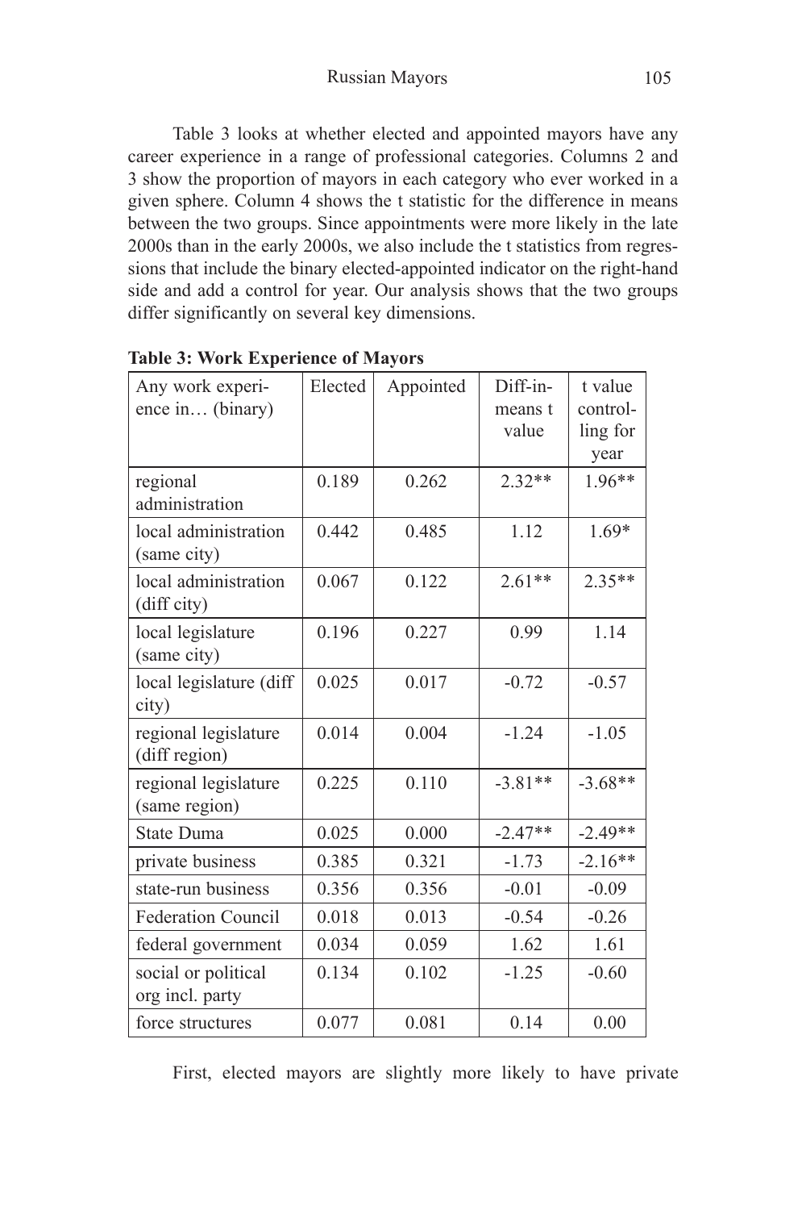Table 3 looks at whether elected and appointed mayors have any career experience in a range of professional categories. Columns 2 and 3 show the proportion of mayors in each category who ever worked in a given sphere. Column 4 shows the t statistic for the difference in means between the two groups. Since appointments were more likely in the late 2000s than in the early 2000s, we also include the t statistics from regressions that include the binary elected-appointed indicator on the right-hand side and add a control for year. Our analysis shows that the two groups differ significantly on several key dimensions.

**Table 3: Work Experience of Mayors**

| Any work experience in… (binary) | Elected | Appointed | Diff-in-means t value | t value controlling for year |
|---|---|---|---|---|
| regional administration | 0.189 | 0.262 | 2.32** | 1.96** |
| local administration (same city) | 0.442 | 0.485 | 1.12 | 1.69* |
| local administration (diff city) | 0.067 | 0.122 | 2.61** | 2.35** |
| local legislature (same city) | 0.196 | 0.227 | 0.99 | 1.14 |
| local legislature (diff city) | 0.025 | 0.017 | -0.72 | -0.57 |
| regional legislature (diff region) | 0.014 | 0.004 | -1.24 | -1.05 |
| regional legislature (same region) | 0.225 | 0.110 | -3.81** | -3.68** |
| State Duma | 0.025 | 0.000 | -2.47** | -2.49** |
| private business | 0.385 | 0.321 | -1.73 | -2.16** |
| state-run business | 0.356 | 0.356 | -0.01 | -0.09 |
| Federation Council | 0.018 | 0.013 | -0.54 | -0.26 |
| federal government | 0.034 | 0.059 | 1.62 | 1.61 |
| social or political org incl. party | 0.134 | 0.102 | -1.25 | -0.60 |
| force structures | 0.077 | 0.081 | 0.14 | 0.00 |

First, elected mayors are slightly more likely to have private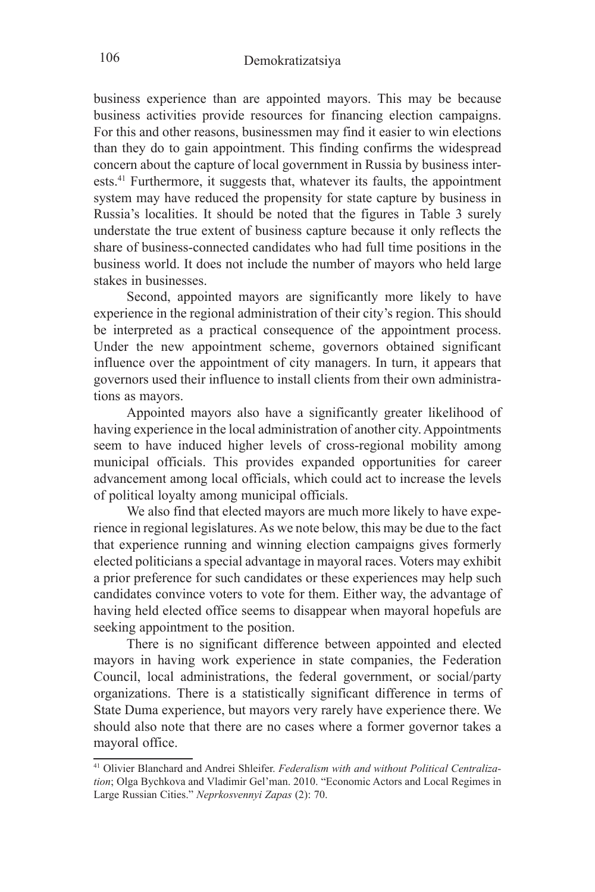business experience than are appointed mayors. This may be because business activities provide resources for financing election campaigns. For this and other reasons, businessmen may find it easier to win elections than they do to gain appointment. This finding confirms the widespread concern about the capture of local government in Russia by business interests.[41] Furthermore, it suggests that, whatever its faults, the appointment system may have reduced the propensity for state capture by business in Russia's localities. It should be noted that the figures in Table 3 surely understate the true extent of business capture because it only reflects the share of business-connected candidates who had full time positions in the business world. It does not include the number of mayors who held large stakes in businesses.

Second, appointed mayors are significantly more likely to have experience in the regional administration of their city's region. This should be interpreted as a practical consequence of the appointment process. Under the new appointment scheme, governors obtained significant influence over the appointment of city managers. In turn, it appears that governors used their influence to install clients from their own administrations as mayors.

Appointed mayors also have a significantly greater likelihood of having experience in the local administration of another city. Appointments seem to have induced higher levels of cross-regional mobility among municipal officials. This provides expanded opportunities for career advancement among local officials, which could act to increase the levels of political loyalty among municipal officials.

We also find that elected mayors are much more likely to have experience in regional legislatures. As we note below, this may be due to the fact that experience running and winning election campaigns gives formerly elected politicians a special advantage in mayoral races. Voters may exhibit a prior preference for such candidates or these experiences may help such candidates convince voters to vote for them. Either way, the advantage of having held elected office seems to disappear when mayoral hopefuls are seeking appointment to the position.

There is no significant difference between appointed and elected mayors in having work experience in state companies, the Federation Council, local administrations, the federal government, or social/party organizations. There is a statistically significant difference in terms of State Duma experience, but mayors very rarely have experience there. We should also note that there are no cases where a former governor takes a mayoral office.

---

[41] Olivier Blanchard and Andrei Shleifer. *Federalism with and without Political Centralization*; Olga Bychkova and Vladimir Gel'man. 2010. "Economic Actors and Local Regimes in Large Russian Cities." *Neprkosvennyi Zapas* (2): 70.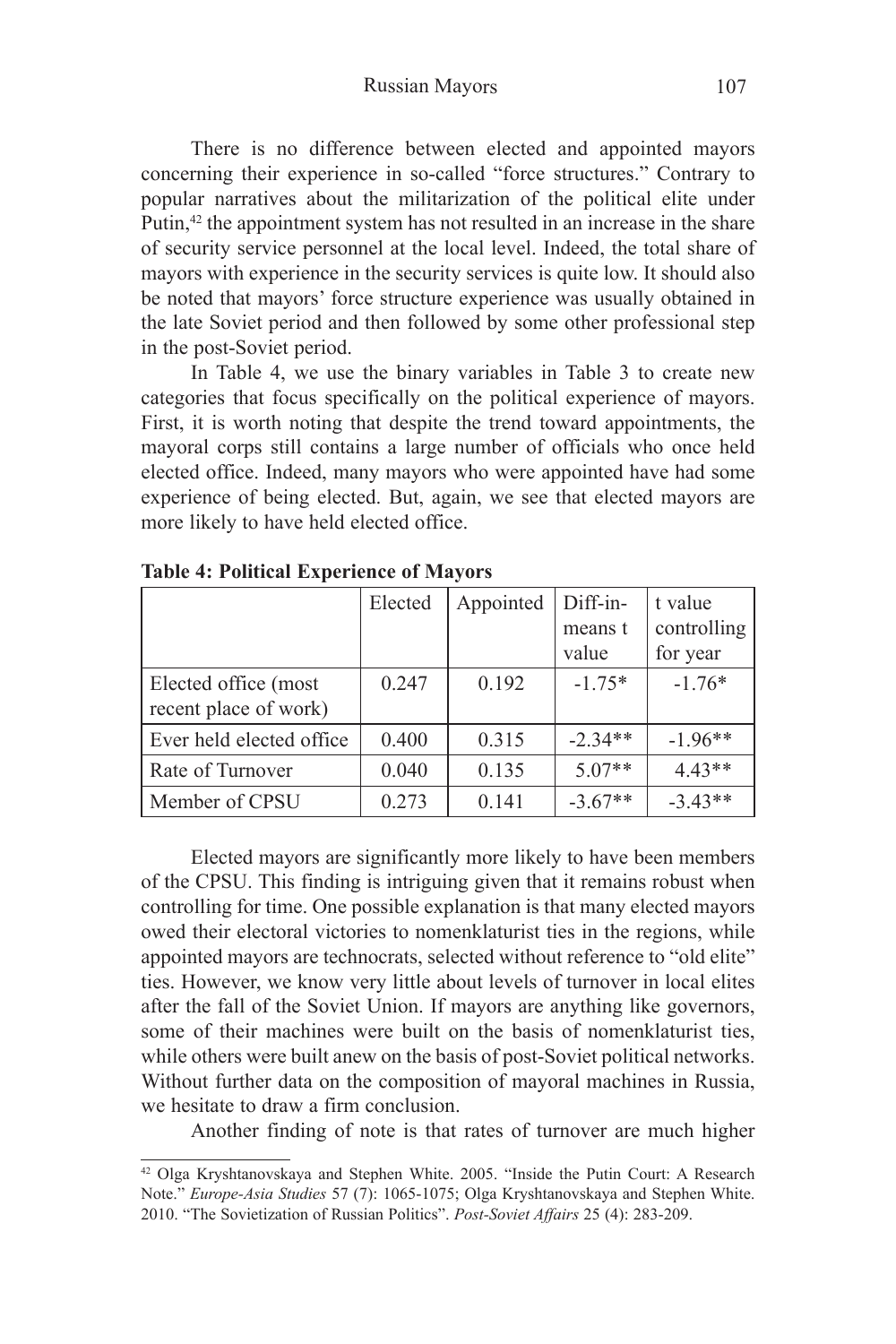There is no difference between elected and appointed mayors concerning their experience in so-called "force structures." Contrary to popular narratives about the militarization of the political elite under Putin,[42] the appointment system has not resulted in an increase in the share of security service personnel at the local level. Indeed, the total share of mayors with experience in the security services is quite low. It should also be noted that mayors' force structure experience was usually obtained in the late Soviet period and then followed by some other professional step in the post-Soviet period.

In Table 4, we use the binary variables in Table 3 to create new categories that focus specifically on the political experience of mayors. First, it is worth noting that despite the trend toward appointments, the mayoral corps still contains a large number of officials who once held elected office. Indeed, many mayors who were appointed have had some experience of being elected. But, again, we see that elected mayors are more likely to have held elected office.

**Table 4: Political Experience of Mayors**

| | Elected | Appointed | Diff-in-means t value | t value controlling for year |
|---|---|---|---|---|
| Elected office (most recent place of work) | 0.247 | 0.192 | -1.75* | -1.76* |
| Ever held elected office | 0.400 | 0.315 | -2.34** | -1.96** |
| Rate of Turnover | 0.040 | 0.135 | 5.07** | 4.43** |
| Member of CPSU | 0.273 | 0.141 | -3.67** | -3.43** |

Elected mayors are significantly more likely to have been members of the CPSU. This finding is intriguing given that it remains robust when controlling for time. One possible explanation is that many elected mayors owed their electoral victories to nomenklaturist ties in the regions, while appointed mayors are technocrats, selected without reference to "old elite" ties. However, we know very little about levels of turnover in local elites after the fall of the Soviet Union. If mayors are anything like governors, some of their machines were built on the basis of nomenklaturist ties, while others were built anew on the basis of post-Soviet political networks. Without further data on the composition of mayoral machines in Russia, we hesitate to draw a firm conclusion.

Another finding of note is that rates of turnover are much higher

[42] Olga Kryshtanovskaya and Stephen White. 2005. "Inside the Putin Court: A Research Note." *Europe-Asia Studies* 57 (7): 1065-1075; Olga Kryshtanovskaya and Stephen White. 2010. "The Sovietization of Russian Politics". *Post-Soviet Affairs* 25 (4): 283-209.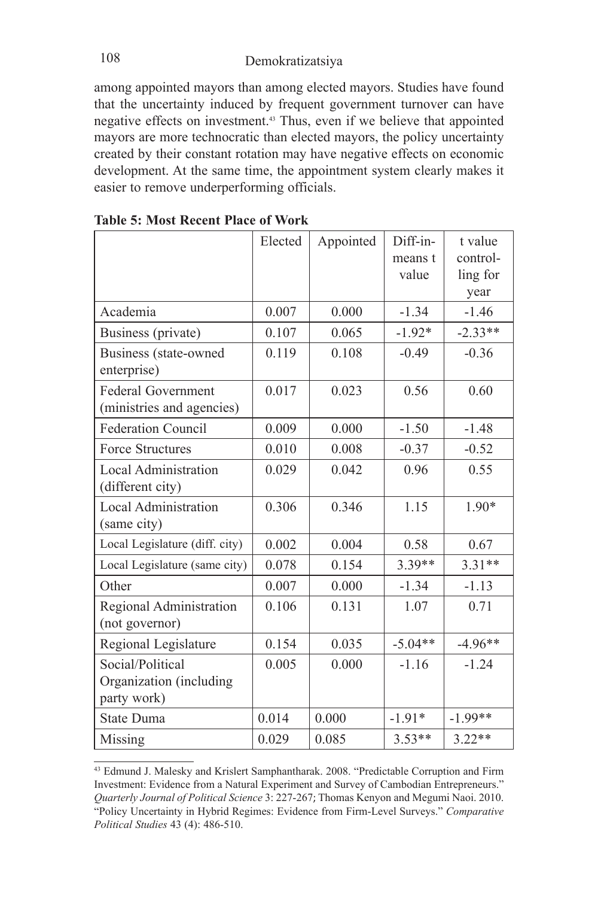among appointed mayors than among elected mayors. Studies have found that the uncertainty induced by frequent government turnover can have negative effects on investment.[43] Thus, even if we believe that appointed mayors are more technocratic than elected mayors, the policy uncertainty created by their constant rotation may have negative effects on economic development. At the same time, the appointment system clearly makes it easier to remove underperforming officials.

**Table 5: Most Recent Place of Work**

| | Elected | Appointed | Diff-in-means t value | t value controlling for year |
|---|---|---|---|---|
| Academia | 0.007 | 0.000 | -1.34 | -1.46 |
| Business (private) | 0.107 | 0.065 | -1.92* | -2.33** |
| Business (state-owned enterprise) | 0.119 | 0.108 | -0.49 | -0.36 |
| Federal Government (ministries and agencies) | 0.017 | 0.023 | 0.56 | 0.60 |
| Federation Council | 0.009 | 0.000 | -1.50 | -1.48 |
| Force Structures | 0.010 | 0.008 | -0.37 | -0.52 |
| Local Administration (different city) | 0.029 | 0.042 | 0.96 | 0.55 |
| Local Administration (same city) | 0.306 | 0.346 | 1.15 | 1.90* |
| Local Legislature (diff. city) | 0.002 | 0.004 | 0.58 | 0.67 |
| Local Legislature (same city) | 0.078 | 0.154 | 3.39** | 3.31** |
| Other | 0.007 | 0.000 | -1.34 | -1.13 |
| Regional Administration (not governor) | 0.106 | 0.131 | 1.07 | 0.71 |
| Regional Legislature | 0.154 | 0.035 | -5.04** | -4.96** |
| Social/Political Organization (including party work) | 0.005 | 0.000 | -1.16 | -1.24 |
| State Duma | 0.014 | 0.000 | -1.91* | -1.99** |
| Missing | 0.029 | 0.085 | 3.53** | 3.22** |

[43] Edmund J. Malesky and Krislert Samphantharak. 2008. "Predictable Corruption and Firm Investment: Evidence from a Natural Experiment and Survey of Cambodian Entrepreneurs." *Quarterly Journal of Political Science* 3: 227-267; Thomas Kenyon and Megumi Naoi. 2010. "Policy Uncertainty in Hybrid Regimes: Evidence from Firm-Level Surveys." *Comparative Political Studies* 43 (4): 486-510.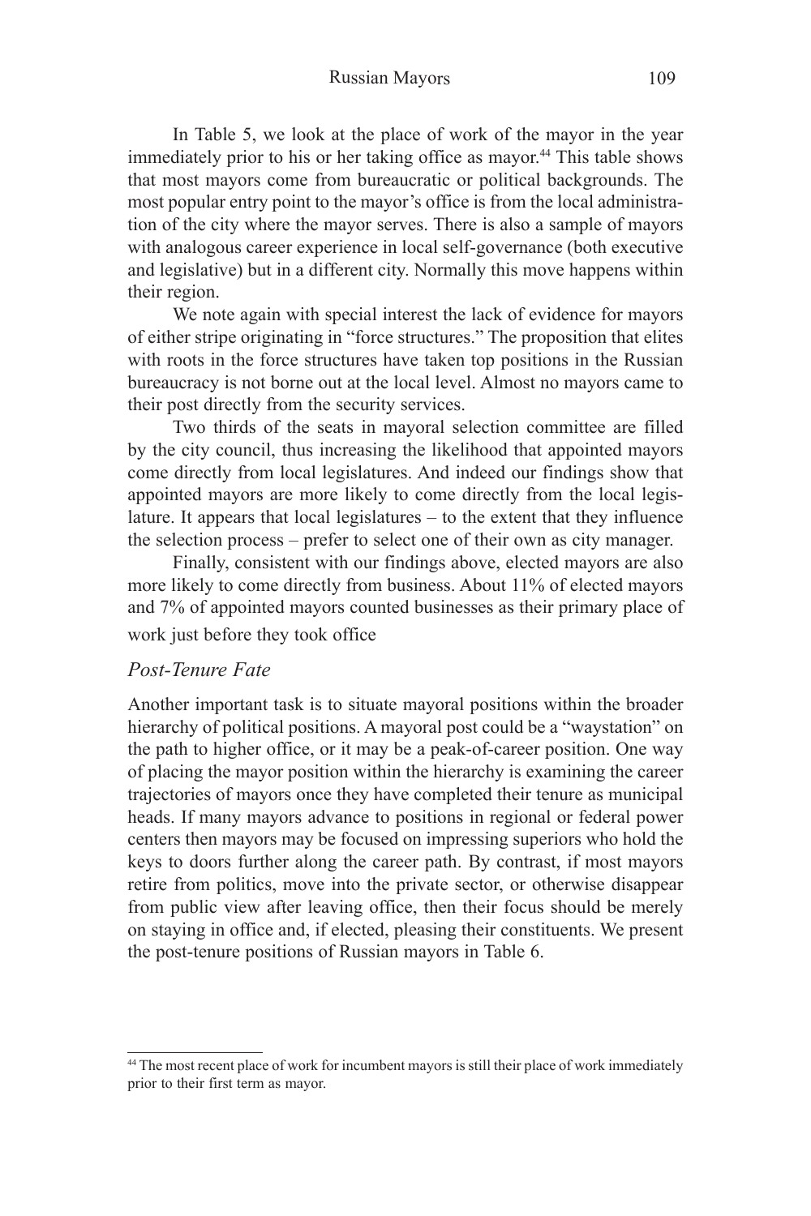In Table 5, we look at the place of work of the mayor in the year immediately prior to his or her taking office as mayor.[44] This table shows that most mayors come from bureaucratic or political backgrounds. The most popular entry point to the mayor's office is from the local administration of the city where the mayor serves. There is also a sample of mayors with analogous career experience in local self-governance (both executive and legislative) but in a different city. Normally this move happens within their region.

We note again with special interest the lack of evidence for mayors of either stripe originating in "force structures." The proposition that elites with roots in the force structures have taken top positions in the Russian bureaucracy is not borne out at the local level. Almost no mayors came to their post directly from the security services.

Two thirds of the seats in mayoral selection committee are filled by the city council, thus increasing the likelihood that appointed mayors come directly from local legislatures. And indeed our findings show that appointed mayors are more likely to come directly from the local legislature. It appears that local legislatures – to the extent that they influence the selection process – prefer to select one of their own as city manager.

Finally, consistent with our findings above, elected mayors are also more likely to come directly from business. About 11% of elected mayors and 7% of appointed mayors counted businesses as their primary place of work just before they took office

### *Post-Tenure Fate*

Another important task is to situate mayoral positions within the broader hierarchy of political positions. A mayoral post could be a "waystation" on the path to higher office, or it may be a peak-of-career position. One way of placing the mayor position within the hierarchy is examining the career trajectories of mayors once they have completed their tenure as municipal heads. If many mayors advance to positions in regional or federal power centers then mayors may be focused on impressing superiors who hold the keys to doors further along the career path. By contrast, if most mayors retire from politics, move into the private sector, or otherwise disappear from public view after leaving office, then their focus should be merely on staying in office and, if elected, pleasing their constituents. We present the post-tenure positions of Russian mayors in Table 6.

[44] The most recent place of work for incumbent mayors is still their place of work immediately prior to their first term as mayor.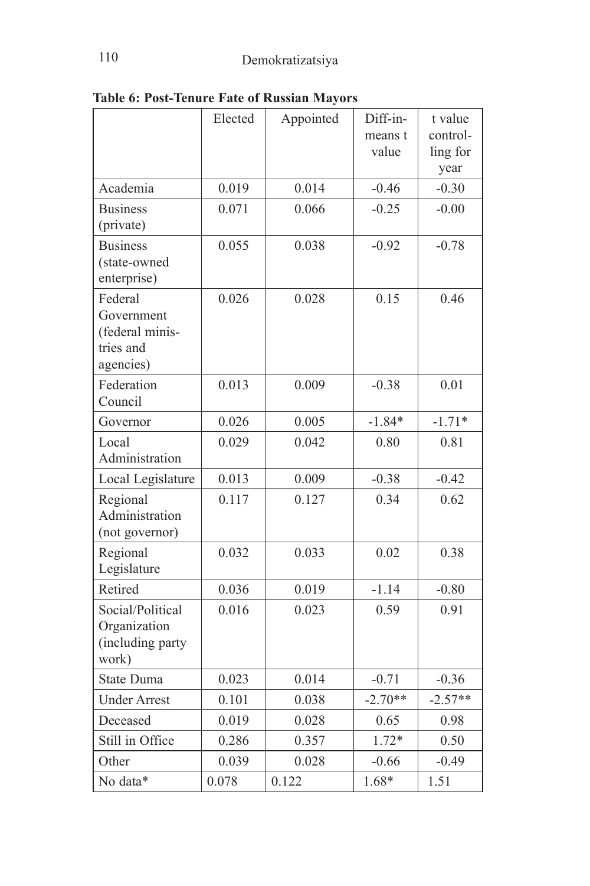**Table 6: Post-Tenure Fate of Russian Mayors**

| | Elected | Appointed | Diff-in-means t value | t value controlling for year |
|---|---|---|---|---|
| Academia | 0.019 | 0.014 | -0.46 | -0.30 |
| Business (private) | 0.071 | 0.066 | -0.25 | -0.00 |
| Business (state-owned enterprise) | 0.055 | 0.038 | -0.92 | -0.78 |
| Federal Government (federal ministries and agencies) | 0.026 | 0.028 | 0.15 | 0.46 |
| Federation Council | 0.013 | 0.009 | -0.38 | 0.01 |
| Governor | 0.026 | 0.005 | -1.84* | -1.71* |
| Local Administration | 0.029 | 0.042 | 0.80 | 0.81 |
| Local Legislature | 0.013 | 0.009 | -0.38 | -0.42 |
| Regional Administration (not governor) | 0.117 | 0.127 | 0.34 | 0.62 |
| Regional Legislature | 0.032 | 0.033 | 0.02 | 0.38 |
| Retired | 0.036 | 0.019 | -1.14 | -0.80 |
| Social/Political Organization (including party work) | 0.016 | 0.023 | 0.59 | 0.91 |
| State Duma | 0.023 | 0.014 | -0.71 | -0.36 |
| Under Arrest | 0.101 | 0.038 | -2.70** | -2.57** |
| Deceased | 0.019 | 0.028 | 0.65 | 0.98 |
| Still in Office | 0.286 | 0.357 | 1.72* | 0.50 |
| Other | 0.039 | 0.028 | -0.66 | -0.49 |
| No data* | 0.078 | 0.122 | 1.68* | 1.51 |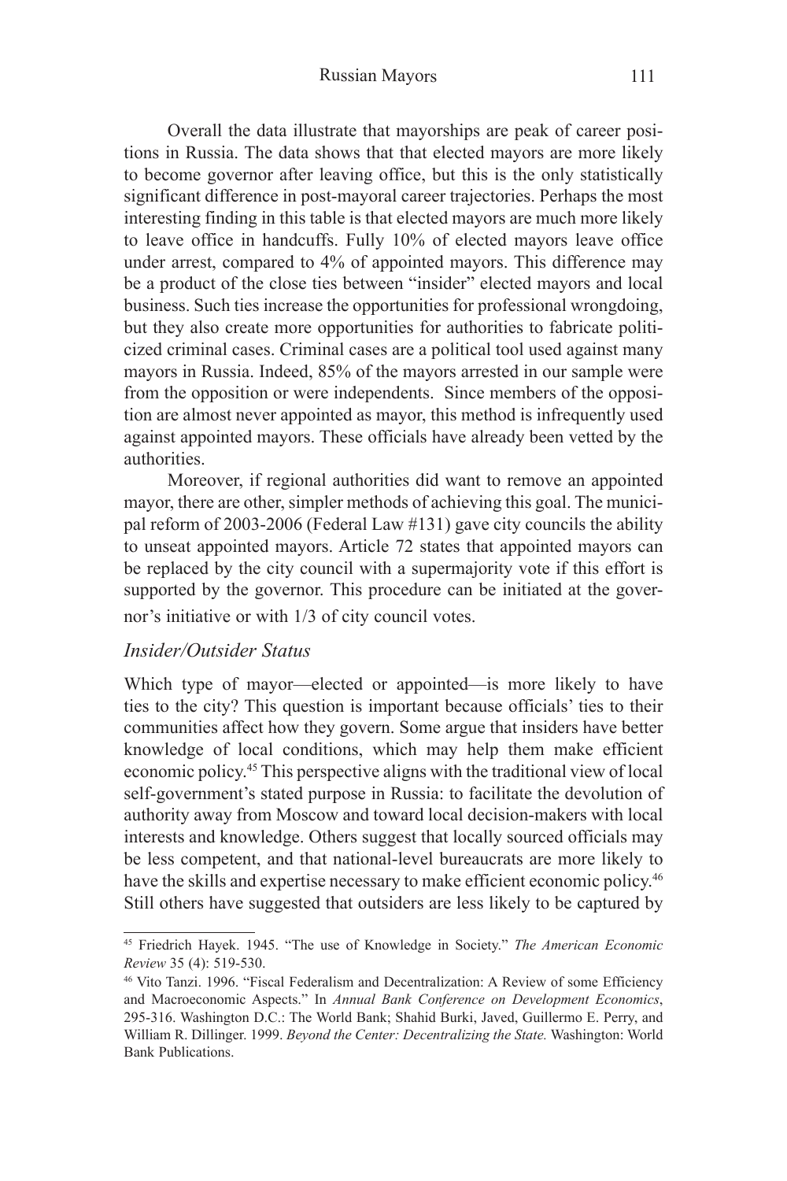Overall the data illustrate that mayorships are peak of career positions in Russia. The data shows that that elected mayors are more likely to become governor after leaving office, but this is the only statistically significant difference in post-mayoral career trajectories. Perhaps the most interesting finding in this table is that elected mayors are much more likely to leave office in handcuffs. Fully 10% of elected mayors leave office under arrest, compared to 4% of appointed mayors. This difference may be a product of the close ties between "insider" elected mayors and local business. Such ties increase the opportunities for professional wrongdoing, but they also create more opportunities for authorities to fabricate politicized criminal cases. Criminal cases are a political tool used against many mayors in Russia. Indeed, 85% of the mayors arrested in our sample were from the opposition or were independents. Since members of the opposition are almost never appointed as mayor, this method is infrequently used against appointed mayors. These officials have already been vetted by the authorities.

Moreover, if regional authorities did want to remove an appointed mayor, there are other, simpler methods of achieving this goal. The municipal reform of 2003-2006 (Federal Law #131) gave city councils the ability to unseat appointed mayors. Article 72 states that appointed mayors can be replaced by the city council with a supermajority vote if this effort is supported by the governor. This procedure can be initiated at the governor's initiative or with 1/3 of city council votes.

### *Insider/Outsider Status*

Which type of mayor—elected or appointed—is more likely to have ties to the city? This question is important because officials' ties to their communities affect how they govern. Some argue that insiders have better knowledge of local conditions, which may help them make efficient economic policy.[45] This perspective aligns with the traditional view of local self-government's stated purpose in Russia: to facilitate the devolution of authority away from Moscow and toward local decision-makers with local interests and knowledge. Others suggest that locally sourced officials may be less competent, and that national-level bureaucrats are more likely to have the skills and expertise necessary to make efficient economic policy.[46] Still others have suggested that outsiders are less likely to be captured by

---

[45] Friedrich Hayek. 1945. "The use of Knowledge in Society." *The American Economic Review* 35 (4): 519-530.

[46] Vito Tanzi. 1996. "Fiscal Federalism and Decentralization: A Review of some Efficiency and Macroeconomic Aspects." In *Annual Bank Conference on Development Economics*, 295-316. Washington D.C.: The World Bank; Shahid Burki, Javed, Guillermo E. Perry, and William R. Dillinger. 1999. *Beyond the Center: Decentralizing the State.* Washington: World Bank Publications.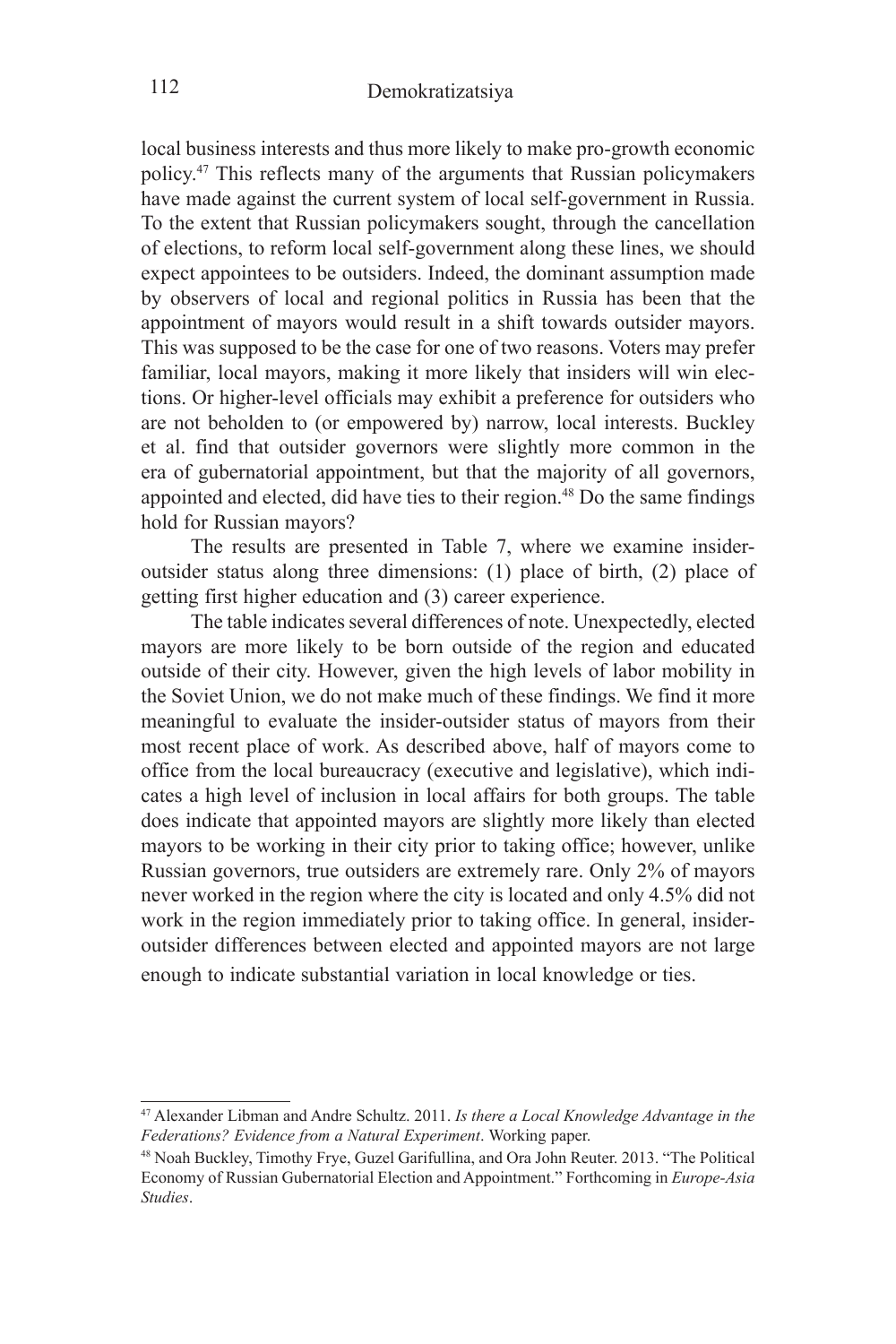local business interests and thus more likely to make pro-growth economic policy.[47] This reflects many of the arguments that Russian policymakers have made against the current system of local self-government in Russia. To the extent that Russian policymakers sought, through the cancellation of elections, to reform local self-government along these lines, we should expect appointees to be outsiders. Indeed, the dominant assumption made by observers of local and regional politics in Russia has been that the appointment of mayors would result in a shift towards outsider mayors. This was supposed to be the case for one of two reasons. Voters may prefer familiar, local mayors, making it more likely that insiders will win elections. Or higher-level officials may exhibit a preference for outsiders who are not beholden to (or empowered by) narrow, local interests. Buckley et al. find that outsider governors were slightly more common in the era of gubernatorial appointment, but that the majority of all governors, appointed and elected, did have ties to their region.[48] Do the same findings hold for Russian mayors?

The results are presented in Table 7, where we examine insider-outsider status along three dimensions: (1) place of birth, (2) place of getting first higher education and (3) career experience.

The table indicates several differences of note. Unexpectedly, elected mayors are more likely to be born outside of the region and educated outside of their city. However, given the high levels of labor mobility in the Soviet Union, we do not make much of these findings. We find it more meaningful to evaluate the insider-outsider status of mayors from their most recent place of work. As described above, half of mayors come to office from the local bureaucracy (executive and legislative), which indicates a high level of inclusion in local affairs for both groups. The table does indicate that appointed mayors are slightly more likely than elected mayors to be working in their city prior to taking office; however, unlike Russian governors, true outsiders are extremely rare. Only 2% of mayors never worked in the region where the city is located and only 4.5% did not work in the region immediately prior to taking office. In general, insider-outsider differences between elected and appointed mayors are not large enough to indicate substantial variation in local knowledge or ties.

---

[47] Alexander Libman and Andre Schultz. 2011. *Is there a Local Knowledge Advantage in the Federations? Evidence from a Natural Experiment*. Working paper.

[48] Noah Buckley, Timothy Frye, Guzel Garifullina, and Ora John Reuter. 2013. "The Political Economy of Russian Gubernatorial Election and Appointment." Forthcoming in *Europe-Asia Studies*.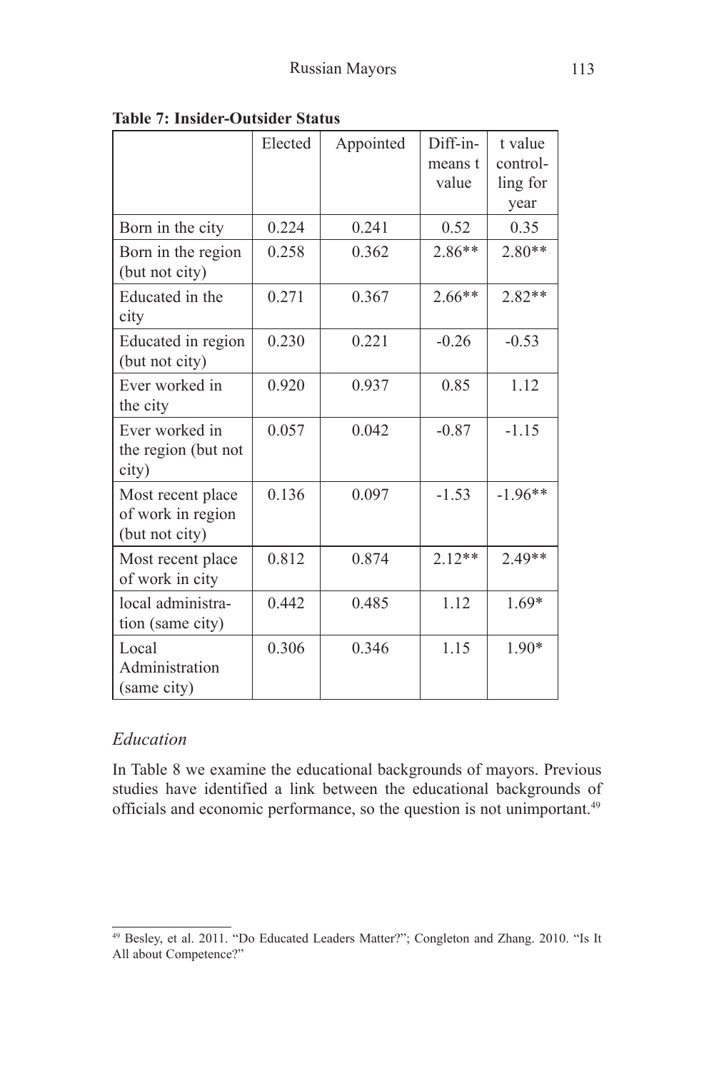**Table 7: Insider-Outsider Status**

| | Elected | Appointed | Diff-in-means t value | t value controlling for year |
|---|---|---|---|---|
| Born in the city | 0.224 | 0.241 | 0.52 | 0.35 |
| Born in the region (but not city) | 0.258 | 0.362 | 2.86** | 2.80** |
| Educated in the city | 0.271 | 0.367 | 2.66** | 2.82** |
| Educated in region (but not city) | 0.230 | 0.221 | -0.26 | -0.53 |
| Ever worked in the city | 0.920 | 0.937 | 0.85 | 1.12 |
| Ever worked in the region (but not city) | 0.057 | 0.042 | -0.87 | -1.15 |
| Most recent place of work in region (but not city) | 0.136 | 0.097 | -1.53 | -1.96** |
| Most recent place of work in city | 0.812 | 0.874 | 2.12** | 2.49** |
| local administration (same city) | 0.442 | 0.485 | 1.12 | 1.69* |
| Local Administration (same city) | 0.306 | 0.346 | 1.15 | 1.90* |

### *Education*

In Table 8 we examine the educational backgrounds of mayors. Previous studies have identified a link between the educational backgrounds of officials and economic performance, so the question is not unimportant.[49]

[49] Besley, et al. 2011. "Do Educated Leaders Matter?"; Congleton and Zhang. 2010. "Is It All about Competence?"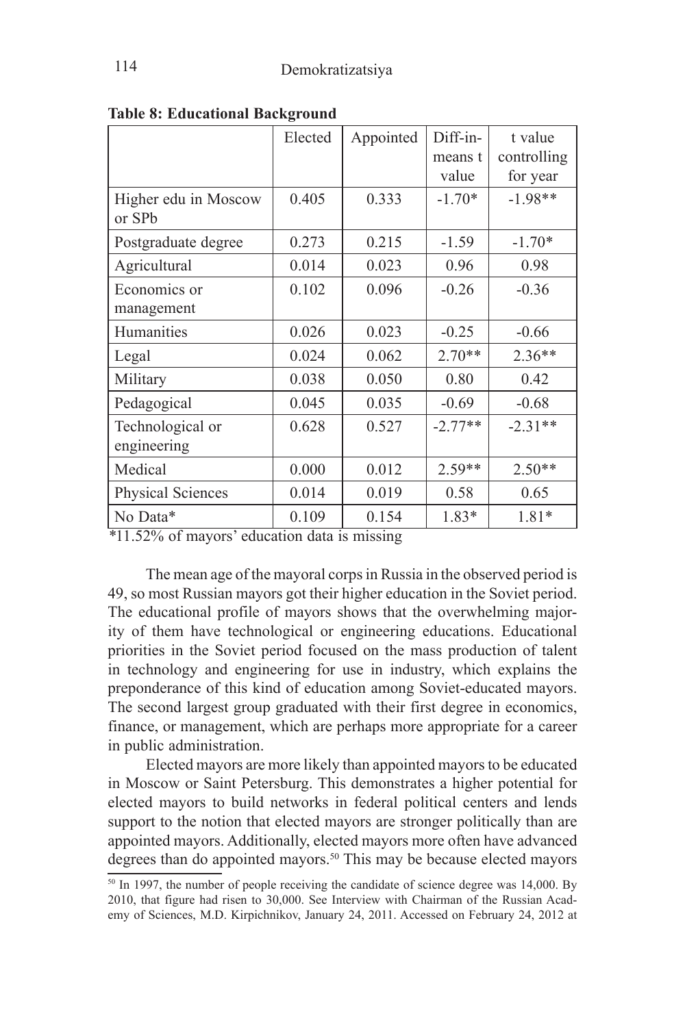**Table 8: Educational Background**

| | Elected | Appointed | Diff-in-means t value | t value controlling for year |
|---|---|---|---|---|
| Higher edu in Moscow or SPb | 0.405 | 0.333 | -1.70* | -1.98** |
| Postgraduate degree | 0.273 | 0.215 | -1.59 | -1.70* |
| Agricultural | 0.014 | 0.023 | 0.96 | 0.98 |
| Economics or management | 0.102 | 0.096 | -0.26 | -0.36 |
| Humanities | 0.026 | 0.023 | -0.25 | -0.66 |
| Legal | 0.024 | 0.062 | 2.70** | 2.36** |
| Military | 0.038 | 0.050 | 0.80 | 0.42 |
| Pedagogical | 0.045 | 0.035 | -0.69 | -0.68 |
| Technological or engineering | 0.628 | 0.527 | -2.77** | -2.31** |
| Medical | 0.000 | 0.012 | 2.59** | 2.50** |
| Physical Sciences | 0.014 | 0.019 | 0.58 | 0.65 |
| No Data* | 0.109 | 0.154 | 1.83* | 1.81* |

*11.52% of mayors' education data is missing

The mean age of the mayoral corps in Russia in the observed period is 49, so most Russian mayors got their higher education in the Soviet period. The educational profile of mayors shows that the overwhelming majority of them have technological or engineering educations. Educational priorities in the Soviet period focused on the mass production of talent in technology and engineering for use in industry, which explains the preponderance of this kind of education among Soviet-educated mayors. The second largest group graduated with their first degree in economics, finance, or management, which are perhaps more appropriate for a career in public administration.

Elected mayors are more likely than appointed mayors to be educated in Moscow or Saint Petersburg. This demonstrates a higher potential for elected mayors to build networks in federal political centers and lends support to the notion that elected mayors are stronger politically than are appointed mayors. Additionally, elected mayors more often have advanced degrees than do appointed mayors.[50] This may be because elected mayors

[50] In 1997, the number of people receiving the candidate of science degree was 14,000. By 2010, that figure had risen to 30,000. See Interview with Chairman of the Russian Academy of Sciences, M.D. Kirpichnikov, January 24, 2011. Accessed on February 24, 2012 at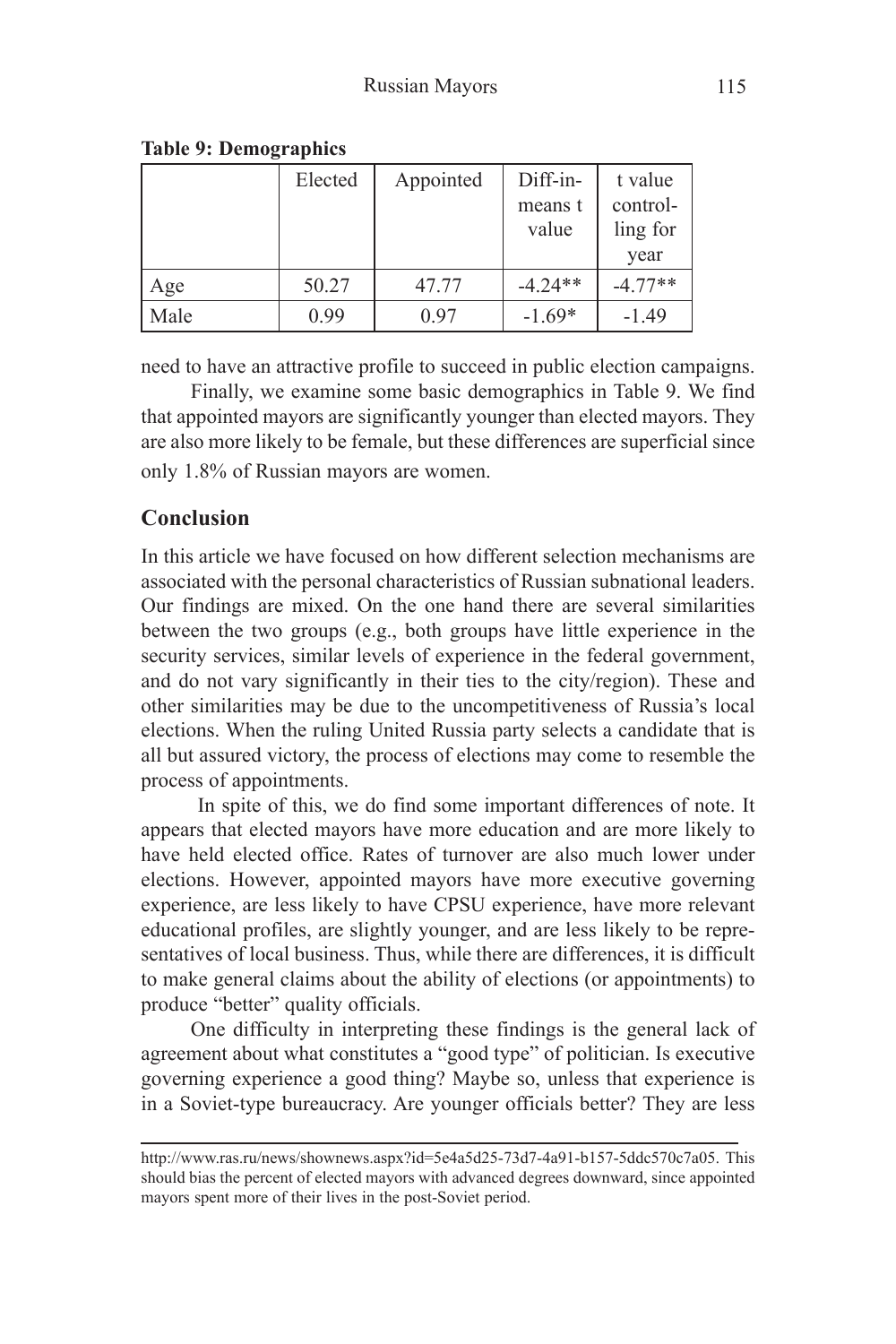**Table 9: Demographics**

| | Elected | Appointed | Diff-in-means t value | t value controlling for year |
|---|---|---|---|---|
| Age | 50.27 | 47.77 | -4.24** | -4.77** |
| Male | 0.99 | 0.97 | -1.69* | -1.49 |

need to have an attractive profile to succeed in public election campaigns.

Finally, we examine some basic demographics in Table 9. We find that appointed mayors are significantly younger than elected mayors. They are also more likely to be female, but these differences are superficial since only 1.8% of Russian mayors are women.

## Conclusion

In this article we have focused on how different selection mechanisms are associated with the personal characteristics of Russian subnational leaders. Our findings are mixed. On the one hand there are several similarities between the two groups (e.g., both groups have little experience in the security services, similar levels of experience in the federal government, and do not vary significantly in their ties to the city/region). These and other similarities may be due to the uncompetitiveness of Russia's local elections. When the ruling United Russia party selects a candidate that is all but assured victory, the process of elections may come to resemble the process of appointments.

In spite of this, we do find some important differences of note. It appears that elected mayors have more education and are more likely to have held elected office. Rates of turnover are also much lower under elections. However, appointed mayors have more executive governing experience, are less likely to have CPSU experience, have more relevant educational profiles, are slightly younger, and are less likely to be representatives of local business. Thus, while there are differences, it is difficult to make general claims about the ability of elections (or appointments) to produce "better" quality officials.

One difficulty in interpreting these findings is the general lack of agreement about what constitutes a "good type" of politician. Is executive governing experience a good thing? Maybe so, unless that experience is in a Soviet-type bureaucracy. Are younger officials better? They are less

---

http://www.ras.ru/news/shownews.aspx?id=5e4a5d25-73d7-4a91-b157-5ddc570c7a05. This should bias the percent of elected mayors with advanced degrees downward, since appointed mayors spent more of their lives in the post-Soviet period.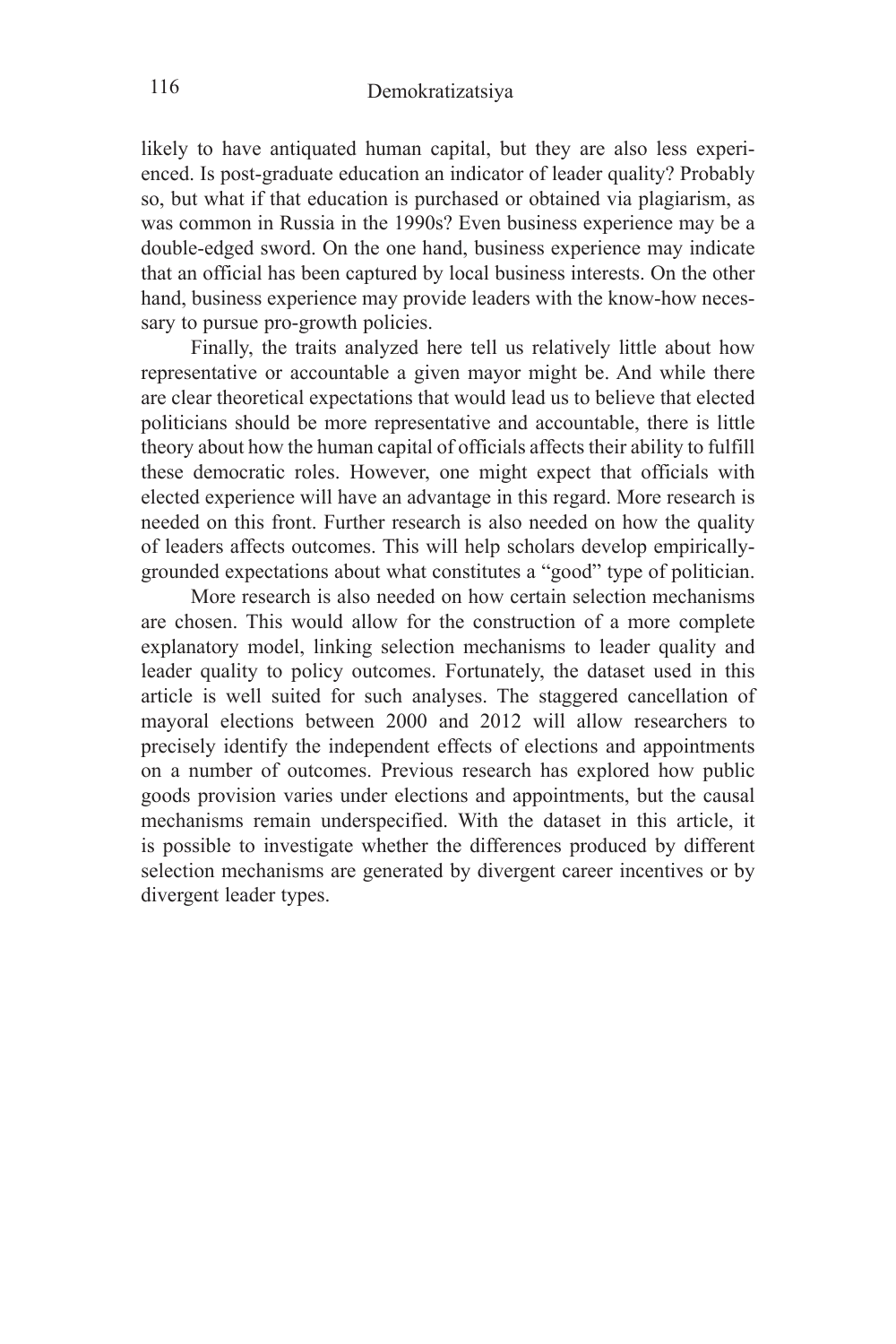likely to have antiquated human capital, but they are also less experienced. Is post-graduate education an indicator of leader quality? Probably so, but what if that education is purchased or obtained via plagiarism, as was common in Russia in the 1990s? Even business experience may be a double-edged sword. On the one hand, business experience may indicate that an official has been captured by local business interests. On the other hand, business experience may provide leaders with the know-how necessary to pursue pro-growth policies.

Finally, the traits analyzed here tell us relatively little about how representative or accountable a given mayor might be. And while there are clear theoretical expectations that would lead us to believe that elected politicians should be more representative and accountable, there is little theory about how the human capital of officials affects their ability to fulfill these democratic roles. However, one might expect that officials with elected experience will have an advantage in this regard. More research is needed on this front. Further research is also needed on how the quality of leaders affects outcomes. This will help scholars develop empirically-grounded expectations about what constitutes a "good" type of politician.

More research is also needed on how certain selection mechanisms are chosen. This would allow for the construction of a more complete explanatory model, linking selection mechanisms to leader quality and leader quality to policy outcomes. Fortunately, the dataset used in this article is well suited for such analyses. The staggered cancellation of mayoral elections between 2000 and 2012 will allow researchers to precisely identify the independent effects of elections and appointments on a number of outcomes. Previous research has explored how public goods provision varies under elections and appointments, but the causal mechanisms remain underspecified. With the dataset in this article, it is possible to investigate whether the differences produced by different selection mechanisms are generated by divergent career incentives or by divergent leader types.